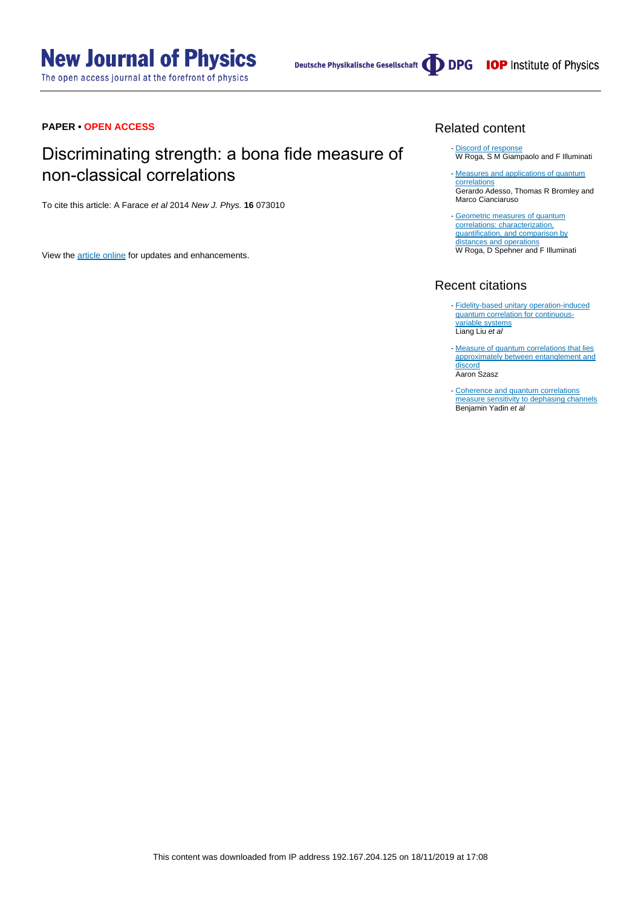**PAPER • OPEN ACCESS**

# Discriminating strength: a bona fide measure of non-classical correlations

To cite this article: A Farace *et al* 2014 *New J. Phys.* **16** 073010

View the article online for updates and enhancements.

## Related content

- Discord of response
W Roga, S M Giampaolo and F Illuminati

- Measures and applications of quantum correlations
Gerardo Adesso, Thomas R Bromley and Marco Cianciaruso

- Geometric measures of quantum correlations: characterization, quantification, and comparison by distances and operations
W Roga, D Spehner and F Illuminati

## Recent citations

- Fidelity-based unitary operation-induced quantum correlation for continuous-variable systems
Liang Liu *et al*

- Measure of quantum correlations that lies approximately between entanglement and discord
Aaron Szasz

- Coherence and quantum correlations measure sensitivity to dephasing channels
Benjamin Yadin *et al*

This content was downloaded from IP address 192.167.204.125 on 18/11/2019 at 17:08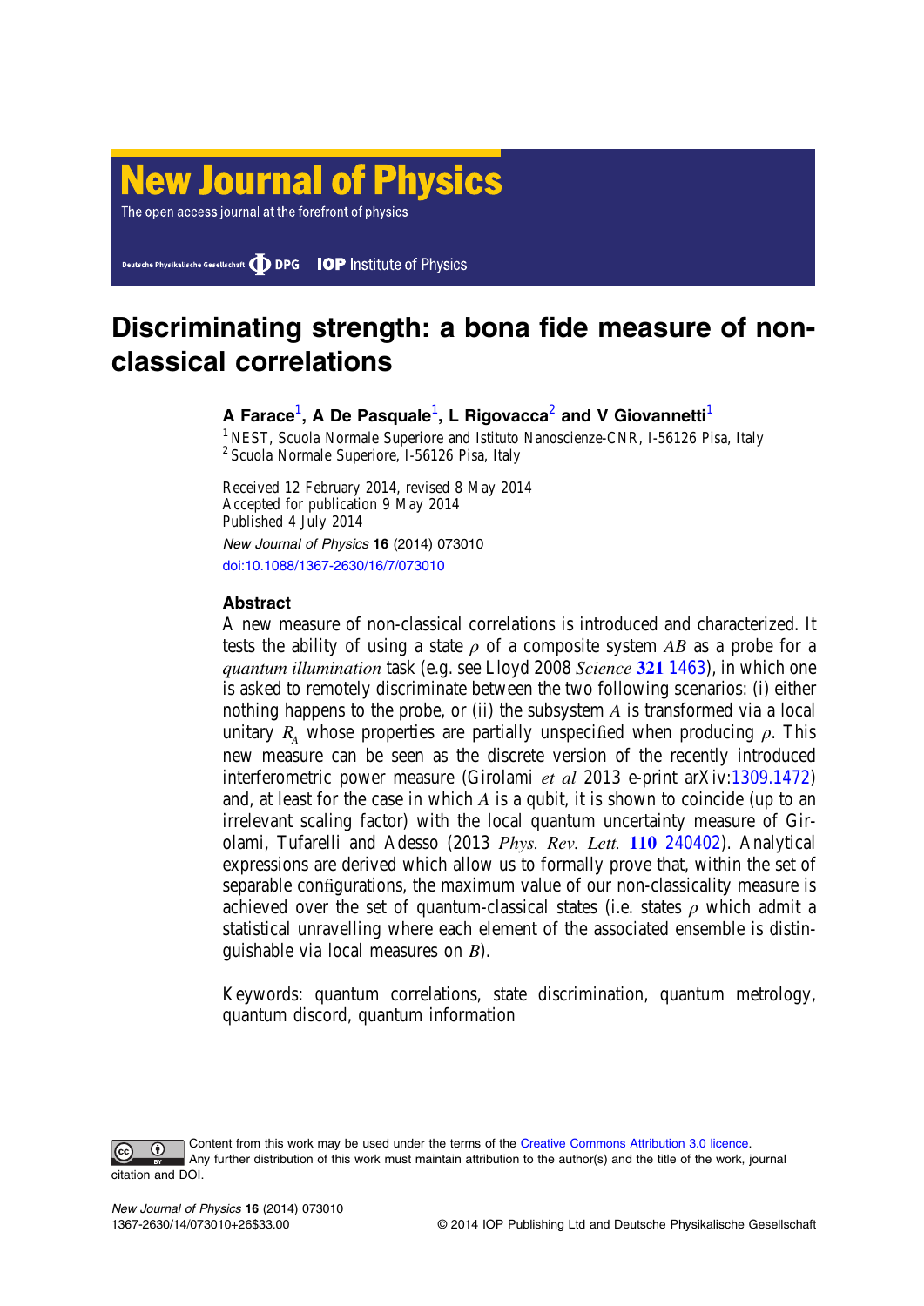# Discriminating strength: a bona fide measure of non-classical correlations

**A Farace**[1], **A De Pasquale**[1], **L Rigovacca**[2] **and V Giovannetti**[1]

[1] NEST, Scuola Normale Superiore and Istituto Nanoscienze-CNR, I-56126 Pisa, Italy
[2] Scuola Normale Superiore, I-56126 Pisa, Italy

Received 12 February 2014, revised 8 May 2014
Accepted for publication 9 May 2014
Published 4 July 2014

*New Journal of Physics* **16** (2014) 073010

doi:10.1088/1367-2630/16/7/073010

## Abstract

A new measure of non-classical correlations is introduced and characterized. It tests the ability of using a state $\rho$ of a composite system $AB$ as a probe for a *quantum illumination* task (e.g. see Lloyd 2008 *Science* **321** 1463), in which one is asked to remotely discriminate between the two following scenarios: (i) either nothing happens to the probe, or (ii) the subsystem $A$ is transformed via a local unitary $R_A$ whose properties are partially unspecified when producing $\rho$. This new measure can be seen as the discrete version of the recently introduced interferometric power measure (Girolami *et al* 2013 e-print arXiv:1309.1472) and, at least for the case in which $A$ is a qubit, it is shown to coincide (up to an irrelevant scaling factor) with the local quantum uncertainty measure of Girolami, Tufarelli and Adesso (2013 *Phys. Rev. Lett.* **110** 240402). Analytical expressions are derived which allow us to formally prove that, within the set of separable configurations, the maximum value of our non-classicality measure is achieved over the set of quantum-classical states (i.e. states $\rho$ which admit a statistical unravelling where each element of the associated ensemble is distinguishable via local measures on $B$).

Keywords: quantum correlations, state discrimination, quantum metrology, quantum discord, quantum information

Content from this work may be used under the terms of the Creative Commons Attribution 3.0 licence. Any further distribution of this work must maintain attribution to the author(s) and the title of the work, journal citation and DOI.

1367-2630/14/073010+26$33.00 © 2014 IOP Publishing Ltd and Deutsche Physikalische Gesellschaft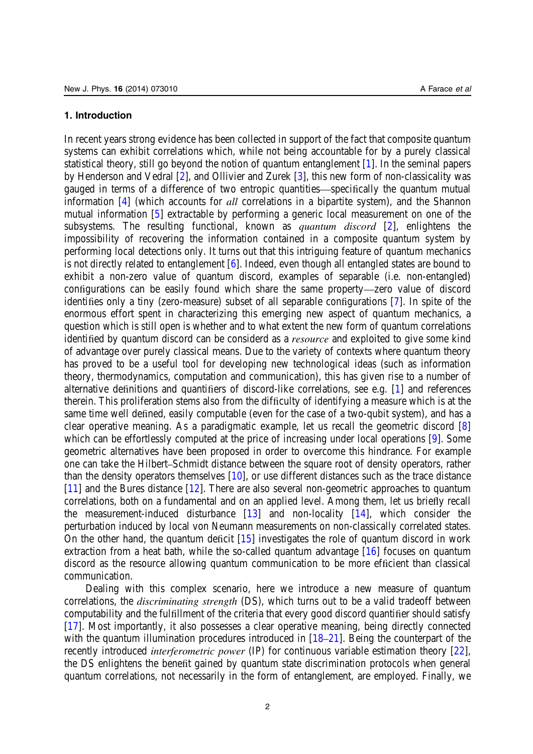## 1. Introduction

In recent years strong evidence has been collected in support of the fact that composite quantum systems can exhibit correlations which, while not being accountable for by a purely classical statistical theory, still go beyond the notion of quantum entanglement [1]. In the seminal papers by Henderson and Vedral [2], and Ollivier and Zurek [3], this new form of non-classicality was gauged in terms of a difference of two entropic quantities—specifically the quantum mutual information [4] (which accounts for *all* correlations in a bipartite system), and the Shannon mutual information [5] extractable by performing a generic local measurement on one of the subsystems. The resulting functional, known as *quantum discord* [2], enlightens the impossibility of recovering the information contained in a composite quantum system by performing local detections only. It turns out that this intriguing feature of quantum mechanics is not directly related to entanglement [6]. Indeed, even though all entangled states are bound to exhibit a non-zero value of quantum discord, examples of separable (i.e. non-entangled) configurations can be easily found which share the same property—zero value of discord identifies only a tiny (zero-measure) subset of all separable configurations [7]. In spite of the enormous effort spent in characterizing this emerging new aspect of quantum mechanics, a question which is still open is whether and to what extent the new form of quantum correlations identified by quantum discord can be considerd as a *resource* and exploited to give some kind of advantage over purely classical means. Due to the variety of contexts where quantum theory has proved to be a useful tool for developing new technological ideas (such as information theory, thermodynamics, computation and communication), this has given rise to a number of alternative definitions and quantifiers of discord-like correlations, see e.g. [1] and references therein. This proliferation stems also from the difficulty of identifying a measure which is at the same time well defined, easily computable (even for the case of a two-qubit system), and has a clear operative meaning. As a paradigmatic example, let us recall the geometric discord [8] which can be effortlessly computed at the price of increasing under local operations [9]. Some geometric alternatives have been proposed in order to overcome this hindrance. For example one can take the Hilbert–Schmidt distance between the square root of density operators, rather than the density operators themselves [10], or use different distances such as the trace distance [11] and the Bures distance [12]. There are also several non-geometric approaches to quantum correlations, both on a fundamental and on an applied level. Among them, let us briefly recall the measurement-induced disturbance [13] and non-locality [14], which consider the perturbation induced by local von Neumann measurements on non-classically correlated states. On the other hand, the quantum deficit [15] investigates the role of quantum discord in work extraction from a heat bath, while the so-called quantum advantage [16] focuses on quantum discord as the resource allowing quantum communication to be more efficient than classical communication.

Dealing with this complex scenario, here we introduce a new measure of quantum correlations, the *discriminating strength* (DS), which turns out to be a valid tradeoff between computability and the fulfillment of the criteria that every good discord quantifier should satisfy [17]. Most importantly, it also possesses a clear operative meaning, being directly connected with the quantum illumination procedures introduced in [18–21]. Being the counterpart of the recently introduced *interferometric power* (IP) for continuous variable estimation theory [22], the DS enlightens the benefit gained by quantum state discrimination protocols when general quantum correlations, not necessarily in the form of entanglement, are employed. Finally, we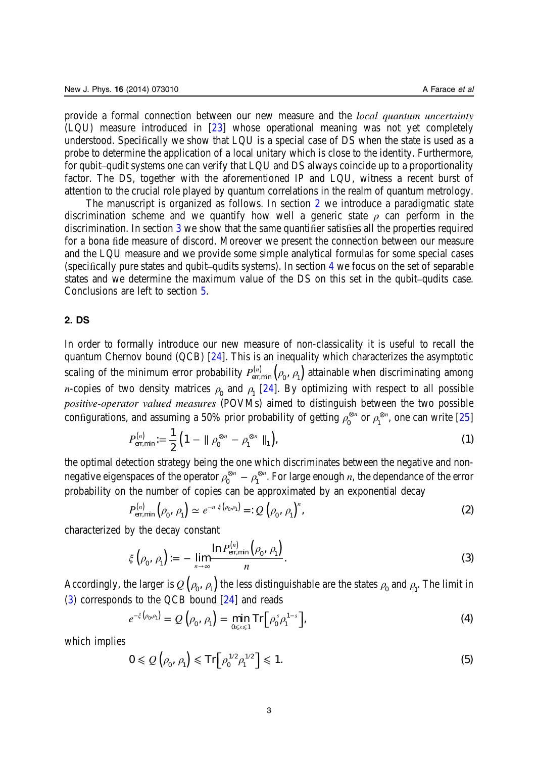provide a formal connection between our new measure and the *local quantum uncertainty* (LQU) measure introduced in [23] whose operational meaning was not yet completely understood. Specifically we show that LQU is a special case of DS when the state is used as a probe to determine the application of a local unitary which is close to the identity. Furthermore, for qubit–qudit systems one can verify that LQU and DS always coincide up to a proportionality factor. The DS, together with the aforementioned IP and LQU, witness a recent burst of attention to the crucial role played by quantum correlations in the realm of quantum metrology.

The manuscript is organized as follows. In section 2 we introduce a paradigmatic state discrimination scheme and we quantify how well a generic state $\rho$ can perform in the discrimination. In section 3 we show that the same quantifier satisfies all the properties required for a bona fide measure of discord. Moreover we present the connection between our measure and the LQU measure and we provide some simple analytical formulas for some special cases (specifically pure states and qubit–qudits systems). In section 4 we focus on the set of separable states and we determine the maximum value of the DS on this set in the qubit–qudits case. Conclusions are left to section 5.

## 2. DS

In order to formally introduce our new measure of non-classicality it is useful to recall the quantum Chernov bound (QCB) [24]. This is an inequality which characterizes the asymptotic scaling of the minimum error probability $P^{(n)}_{\text{err,min}}(\rho_0, \rho_1)$ attainable when discriminating among $n$-copies of two density matrices $\rho_0$ and $\rho_1$ [24]. By optimizing with respect to all possible *positive-operator valued measures* (POVMs) aimed to distinguish between the two possible configurations, and assuming a 50% prior probability of getting $\rho_0^{\otimes n}$ or $\rho_1^{\otimes n}$, one can write [25]

$$P^{(n)}_{\text{err,min}} := \frac{1}{2}\left(1 - \| \rho_0^{\otimes n} - \rho_1^{\otimes n} \|_1\right), \tag{1}$$

the optimal detection strategy being the one which discriminates between the negative and non-negative eigenspaces of the operator $\rho_0^{\otimes n} - \rho_1^{\otimes n}$. For large enough $n$, the dependance of the error probability on the number of copies can be approximated by an exponential decay

$$P^{(n)}_{\text{err,min}}(\rho_0, \rho_1) \simeq e^{-n\,\xi(\rho_0,\rho_1)} =: Q(\rho_0, \rho_1)^n, \tag{2}$$

characterized by the decay constant

$$\xi(\rho_0, \rho_1) := -\lim_{n\to\infty} \frac{\ln P^{(n)}_{\text{err,min}}(\rho_0, \rho_1)}{n}. \tag{3}$$

Accordingly, the larger is $Q(\rho_0, \rho_1)$ the less distinguishable are the states $\rho_0$ and $\rho_1$. The limit in (3) corresponds to the QCB bound [24] and reads

$$e^{-\xi(\rho_0,\rho_1)} = Q(\rho_0, \rho_1) = \min_{0\leqslant s\leqslant 1} \text{Tr}\left[\rho_0^s \rho_1^{1-s}\right], \tag{4}$$

which implies

$$0 \leqslant Q(\rho_0, \rho_1) \leqslant \text{Tr}\left[\rho_0^{1/2} \rho_1^{1/2}\right] \leqslant 1. \tag{5}$$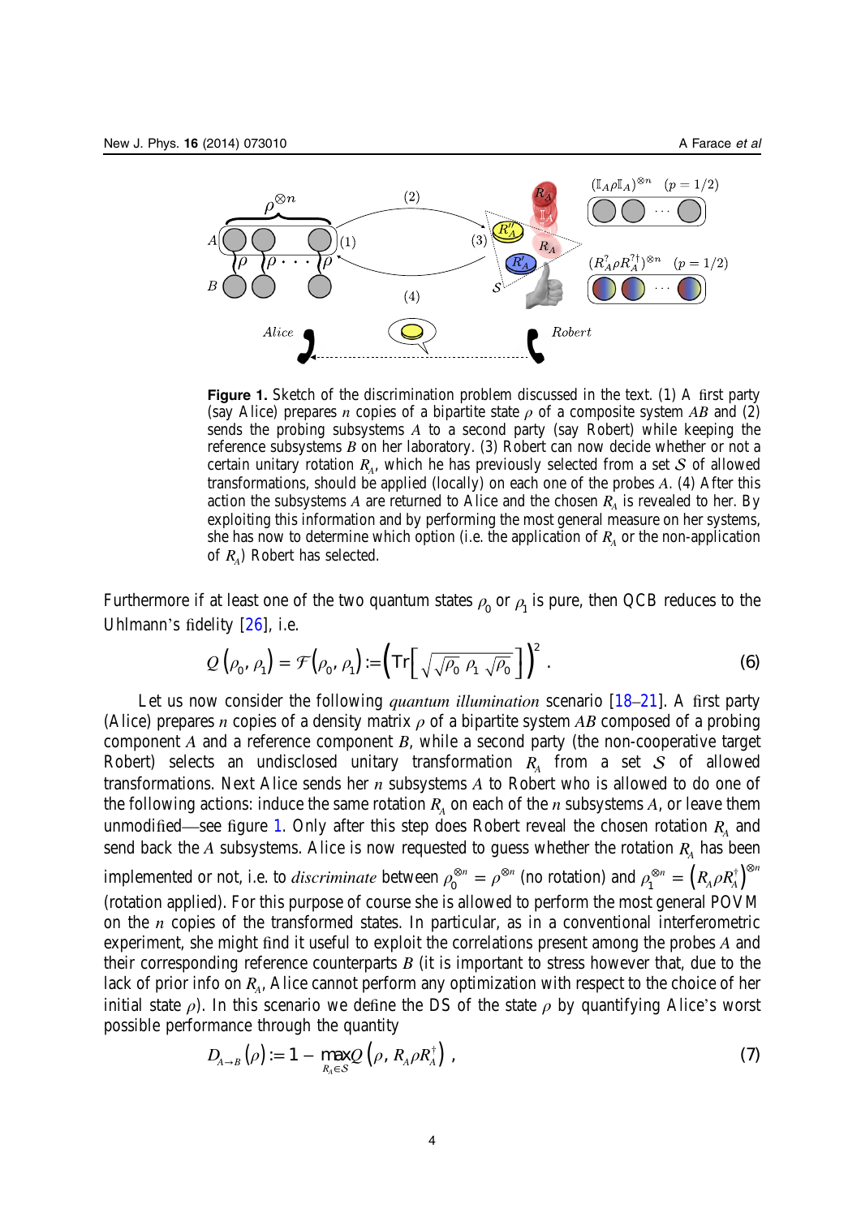**Figure 1.** Sketch of the discrimination problem discussed in the text. (1) A first party (say Alice) prepares $n$ copies of a bipartite state $\rho$ of a composite system $AB$ and (2) sends the probing subsystems $A$ to a second party (say Robert) while keeping the reference subsystems $B$ on her laboratory. (3) Robert can now decide whether or not a certain unitary rotation $R_A$, which he has previously selected from a set $\mathcal{S}$ of allowed transformations, should be applied (locally) on each one of the probes $A$. (4) After this action the subsystems $A$ are returned to Alice and the chosen $R_A$ is revealed to her. By exploiting this information and by performing the most general measure on her systems, she has now to determine which option (i.e. the application of $R_A$ or the non-application of $R_A$) Robert has selected.

Furthermore if at least one of the two quantum states $\rho_0$ or $\rho_1$ is pure, then QCB reduces to the Uhlmann's fidelity [26], i.e.

$$Q(\rho_0, \rho_1) = \mathcal{F}(\rho_0, \rho_1) := \left(\mathrm{Tr}\left[\sqrt{\sqrt{\rho_0}\ \rho_1\ \sqrt{\rho_0}}\right]\right)^2 . \tag{6}$$

Let us now consider the following *quantum illumination* scenario [18–21]. A first party (Alice) prepares $n$ copies of a density matrix $\rho$ of a bipartite system $AB$ composed of a probing component $A$ and a reference component $B$, while a second party (the non-cooperative target Robert) selects an undisclosed unitary transformation $R_A$ from a set $\mathcal{S}$ of allowed transformations. Next Alice sends her $n$ subsystems $A$ to Robert who is allowed to do one of the following actions: induce the same rotation $R_A$ on each of the $n$ subsystems $A$, or leave them unmodified—see figure 1. Only after this step does Robert reveal the chosen rotation $R_A$ and send back the $A$ subsystems. Alice is now requested to guess whether the rotation $R_A$ has been implemented or not, i.e. to *discriminate* between $\rho_0^{\otimes n} = \rho^{\otimes n}$ (no rotation) and $\rho_1^{\otimes n} = \left(R_A \rho R_A^{\dagger}\right)^{\otimes n}$ (rotation applied). For this purpose of course she is allowed to perform the most general POVM on the $n$ copies of the transformed states. In particular, as in a conventional interferometric experiment, she might find it useful to exploit the correlations present among the probes $A$ and their corresponding reference counterparts $B$ (it is important to stress however that, due to the lack of prior info on $R_A$, Alice cannot perform any optimization with respect to the choice of her initial state $\rho$). In this scenario we define the DS of the state $\rho$ by quantifying Alice's worst possible performance through the quantity

$$D_{A\to B}(\rho) := 1 - \max_{R_A \in \mathcal{S}} Q\left(\rho, R_A \rho R_A^{\dagger}\right) , \tag{7}$$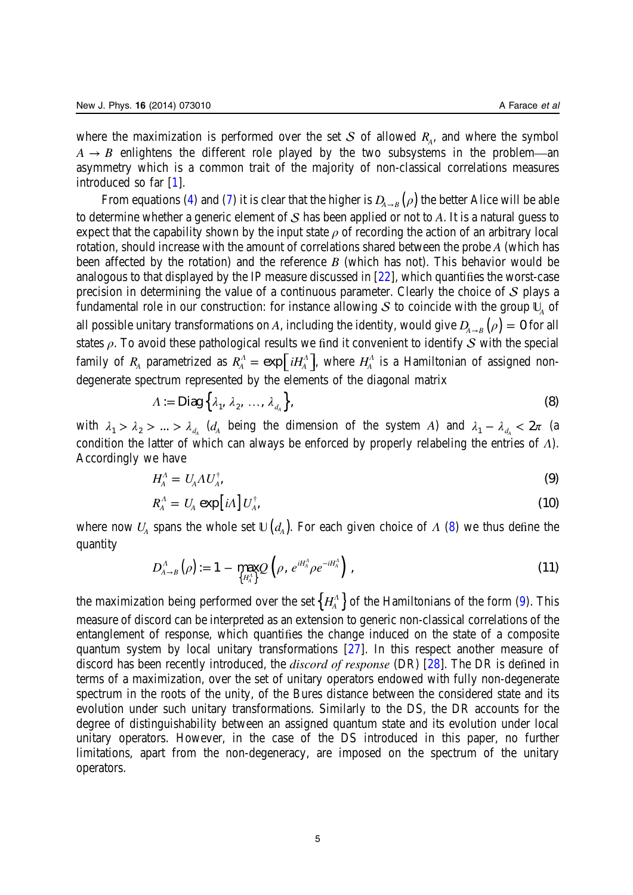where the maximization is performed over the set $\mathcal{S}$ of allowed $R_A$, and where the symbol $A \to B$ enlightens the different role played by the two subsystems in the problem—an asymmetry which is a common trait of the majority of non-classical correlations measures introduced so far [1].

From equations (4) and (7) it is clear that the higher is $D_{A\to B}(\rho)$ the better Alice will be able to determine whether a generic element of $\mathcal{S}$ has been applied or not to $A$. It is a natural guess to expect that the capability shown by the input state $\rho$ of recording the action of an arbitrary local rotation, should increase with the amount of correlations shared between the probe $A$ (which has been affected by the rotation) and the reference $B$ (which has not). This behavior would be analogous to that displayed by the IP measure discussed in [22], which quantifies the worst-case precision in determining the value of a continuous parameter. Clearly the choice of $\mathcal{S}$ plays a fundamental role in our construction: for instance allowing $\mathcal{S}$ to coincide with the group $\mathbb{U}_A$ of all possible unitary transformations on $A$, including the identity, would give $D_{A\to B}(\rho) = 0$ for all states $\rho$. To avoid these pathological results we find it convenient to identify $\mathcal{S}$ with the special family of $R_A$ parametrized as $R_A^\Lambda = \exp\left[iH_A^\Lambda\right]$, where $H_A^\Lambda$ is a Hamiltonian of assigned non-degenerate spectrum represented by the elements of the diagonal matrix

$$\Lambda := \mathrm{Diag}\left\{\lambda_1, \lambda_2, \ldots, \lambda_{d_A}\right\}, \tag{8}$$

with $\lambda_1 > \lambda_2 > \ldots > \lambda_{d_A}$ ($d_A$ being the dimension of the system $A$) and $\lambda_1 - \lambda_{d_A} < 2\pi$ (a condition the latter of which can always be enforced by properly relabeling the entries of $\Lambda$). Accordingly we have

$$H_A^\Lambda = U_A \Lambda U_A^\dagger, \tag{9}$$

$$R_A^\Lambda = U_A \exp\left[i\Lambda\right] U_A^\dagger, \tag{10}$$

where now $U_A$ spans the whole set $\mathbb{U}(d_A)$. For each given choice of $\Lambda$ (8) we thus define the quantity

$$D_{A\to B}^\Lambda(\rho) := 1 - \max_{\left\{H_A^\Lambda\right\}} Q\left(\rho, e^{iH_A^\Lambda}\rho e^{-iH_A^\Lambda}\right), \tag{11}$$

the maximization being performed over the set $\left\{H_A^\Lambda\right\}$ of the Hamiltonians of the form (9). This measure of discord can be interpreted as an extension to generic non-classical correlations of the entanglement of response, which quantifies the change induced on the state of a composite quantum system by local unitary transformations [27]. In this respect another measure of discord has been recently introduced, the *discord of response* (DR) [28]. The DR is defined in terms of a maximization, over the set of unitary operators endowed with fully non-degenerate spectrum in the roots of the unity, of the Bures distance between the considered state and its evolution under such unitary transformations. Similarly to the DS, the DR accounts for the degree of distinguishability between an assigned quantum state and its evolution under local unitary operators. However, in the case of the DS introduced in this paper, no further limitations, apart from the non-degeneracy, are imposed on the spectrum of the unitary operators.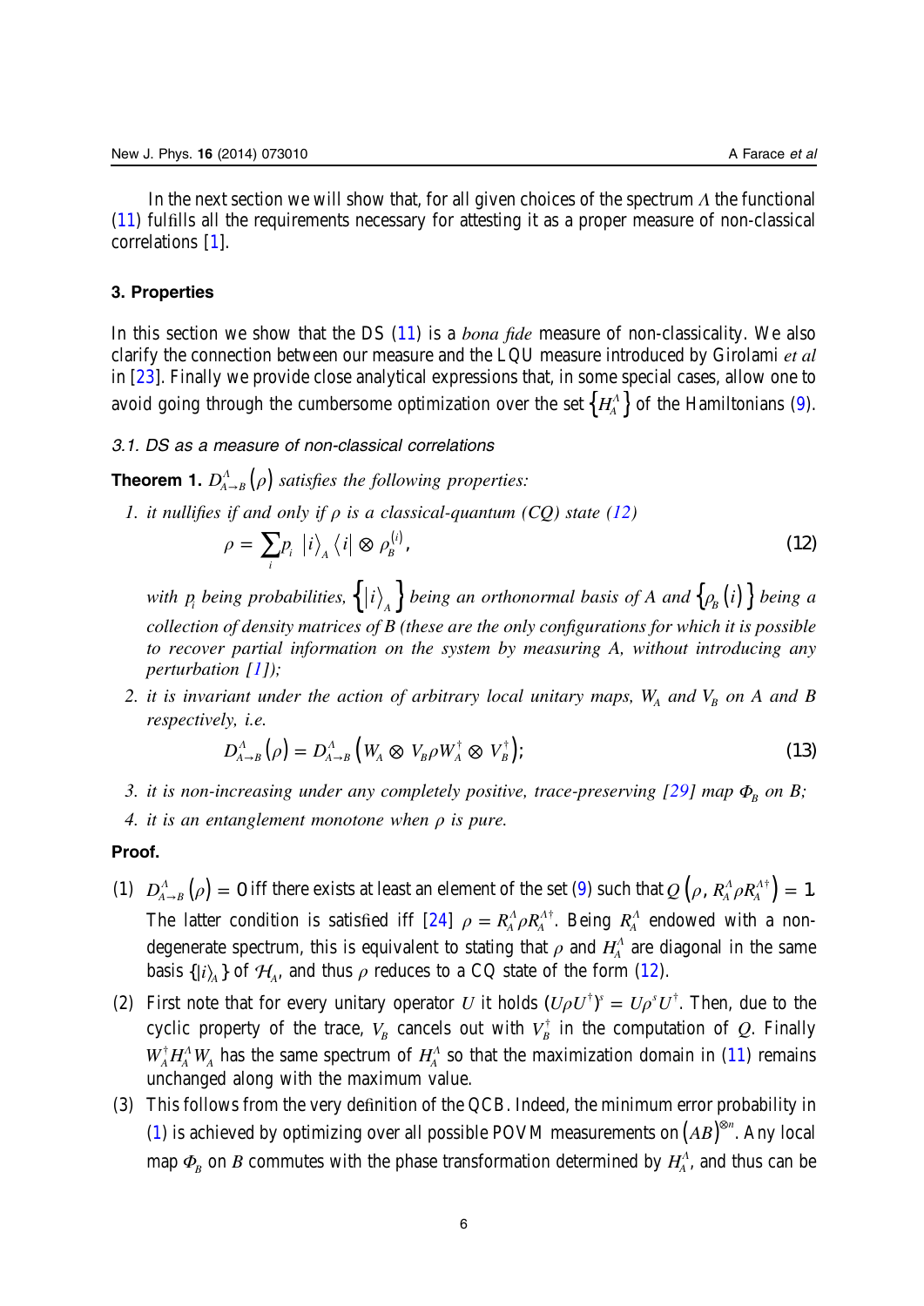In the next section we will show that, for all given choices of the spectrum $\Lambda$ the functional (11) fulfills all the requirements necessary for attesting it as a proper measure of non-classical correlations [1].

## 3. Properties

In this section we show that the DS (11) is a *bona fide* measure of non-classicality. We also clarify the connection between our measure and the LQU measure introduced by Girolami *et al* in [23]. Finally we provide close analytical expressions that, in some special cases, allow one to avoid going through the cumbersome optimization over the set $\{H_A^\Lambda\}$ of the Hamiltonians (9).

### 3.1. DS as a measure of non-classical correlations

**Theorem 1.** *$D^\Lambda_{A\to B}(\rho)$ satisfies the following properties:*

1. *it nullifies if and only if $\rho$ is a classical-quantum (CQ) state (12)*

$$\rho = \sum_i p_i \; |i\rangle_A \langle i| \otimes \rho_B^{(i)}, \tag{12}$$

   *with $p_i$ being probabilities, $\{|i\rangle_A\}$ being an orthonormal basis of A and $\{\rho_B(i)\}$ being a collection of density matrices of B (these are the only configurations for which it is possible to recover partial information on the system by measuring A, without introducing any perturbation [1]);*

2. *it is invariant under the action of arbitrary local unitary maps, $W_A$ and $V_B$ on A and B respectively, i.e.*

$$D^\Lambda_{A\to B}(\rho) = D^\Lambda_{A\to B}\left(W_A \otimes V_B \rho W_A^\dagger \otimes V_B^\dagger\right); \tag{13}$$

3. *it is non-increasing under any completely positive, trace-preserving [29] map $\Phi_B$ on B;*
4. *it is an entanglement monotone when $\rho$ is pure.*

**Proof.**

(1) $D^\Lambda_{A\to B}(\rho) = 0$ iff there exists at least an element of the set (9) such that $Q\left(\rho, R_A^\Lambda \rho R_A^{\Lambda\dagger}\right) = 1$. The latter condition is satisfied iff [24] $\rho = R_A^\Lambda \rho R_A^{\Lambda\dagger}$. Being $R_A^\Lambda$ endowed with a non-degenerate spectrum, this is equivalent to stating that $\rho$ and $H_A^\Lambda$ are diagonal in the same basis $\{|i\rangle_A\}$ of $\mathcal{H}_A$, and thus $\rho$ reduces to a CQ state of the form (12).

(2) First note that for every unitary operator $U$ it holds $(U\rho U^\dagger)^s = U\rho^s U^\dagger$. Then, due to the cyclic property of the trace, $V_B$ cancels out with $V_B^\dagger$ in the computation of $Q$. Finally $W_A^\dagger H_A^\Lambda W_A$ has the same spectrum of $H_A^\Lambda$ so that the maximization domain in (11) remains unchanged along with the maximum value.

(3) This follows from the very definition of the QCB. Indeed, the minimum error probability in (1) is achieved by optimizing over all possible POVM measurements on $(AB)^{\otimes n}$. Any local map $\Phi_B$ on $B$ commutes with the phase transformation determined by $H_A^\Lambda$, and thus can be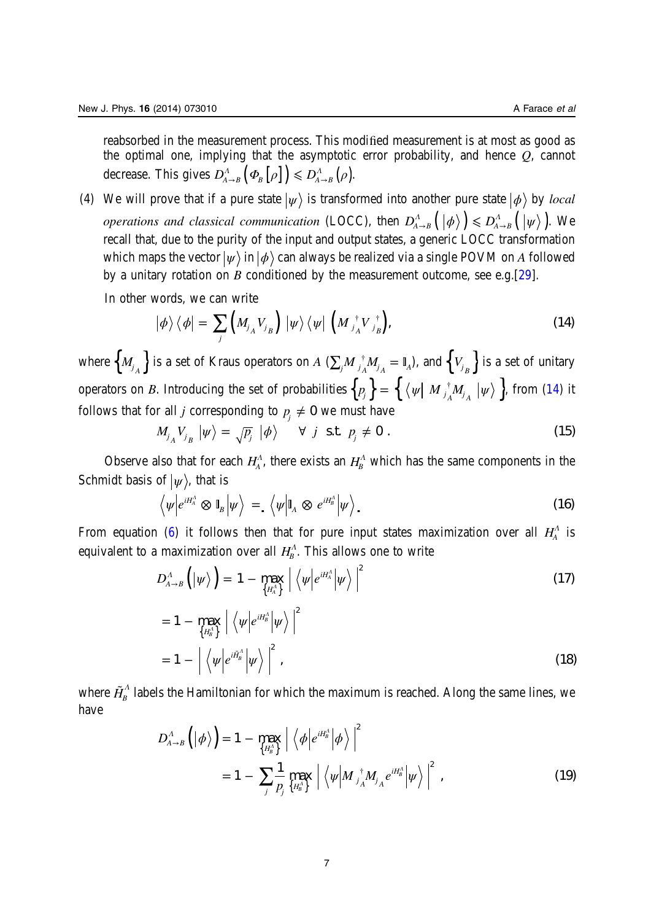reabsorbed in the measurement process. This modified measurement is at most as good as the optimal one, implying that the asymptotic error probability, and hence $Q$, cannot decrease. This gives $D^A_{A\to B}\left(\Phi_B\left[\rho\right]\right) \leqslant D^A_{A\to B}\left(\rho\right)$.

(4) We will prove that if a pure state $|\psi\rangle$ is transformed into another pure state $|\phi\rangle$ by *local operations and classical communication* (LOCC), then $D^A_{A\to B}\left(|\phi\rangle\right) \leqslant D^A_{A\to B}\left(|\psi\rangle\right)$. We recall that, due to the purity of the input and output states, a generic LOCC transformation which maps the vector $|\psi\rangle$ in $|\phi\rangle$ can always be realized via a single POVM on $A$ followed by a unitary rotation on $B$ conditioned by the measurement outcome, see e.g.[29].

In other words, we can write

$$|\phi\rangle\langle\phi| = \sum_j \left(M_{j_A} V_{j_B}\right) |\psi\rangle\langle\psi| \left(M^{\dagger}_{j_A} V^{\dagger}_{j_B}\right), \tag{14}$$

where $\left\{M_{j_A}\right\}$ is a set of Kraus operators on $A$ ($\sum_j M^{\dagger}_{j_A} M_{j_A} = \mathbb{1}_A$), and $\left\{V_{j_B}\right\}$ is a set of unitary operators on $B$. Introducing the set of probabilities $\left\{p_j\right\} = \left\{\langle\psi|\, M^{\dagger}_{j_A} M_{j_A}\, |\psi\rangle\right\}$, from (14) it follows that for all $j$ corresponding to $p_j \neq 0$ we must have

$$M_{j_A} V_{j_B} |\psi\rangle = \sqrt{p_j}\, |\phi\rangle \qquad \forall\ j\ \text{ s.t. } p_j \neq 0\,. \tag{15}$$

Observe also that for each $H^A_A$, there exists an $H^A_B$ which has the same components in the Schmidt basis of $|\psi\rangle$, that is

$$\left\langle\psi\middle|e^{iH^A_A} \otimes \mathbb{1}_B\middle|\psi\right\rangle = \left\langle\psi\middle|\mathbb{1}_A \otimes e^{iH^A_B}\middle|\psi\right\rangle. \tag{16}$$

From equation (6) it follows then that for pure input states maximization over all $H^A_A$ is equivalent to a maximization over all $H^A_B$. This allows one to write

$$D^A_{A\to B}\left(|\psi\rangle\right) = 1 - \max_{\left\{H^A_A\right\}} \left|\left\langle\psi\middle|e^{iH^A_A}\middle|\psi\right\rangle\right|^2 \tag{17}$$

$$= 1 - \max_{\left\{H^A_B\right\}} \left|\left\langle\psi\middle|e^{iH^A_B}\middle|\psi\right\rangle\right|^2$$
$$= 1 - \left|\left\langle\psi\middle|e^{i\tilde{H}^A_B}\middle|\psi\right\rangle\right|^2, \tag{18}$$

where $\tilde{H}^A_B$ labels the Hamiltonian for which the maximum is reached. Along the same lines, we have

$$D^A_{A\to B}\left(|\phi\rangle\right) = 1 - \max_{\left\{H^A_B\right\}} \left|\left\langle\phi\middle|e^{iH^A_B}\middle|\phi\right\rangle\right|^2$$
$$= 1 - \sum_j \frac{1}{p_j} \max_{\left\{H^A_B\right\}} \left|\left\langle\psi\middle|M^{\dagger}_{j_A} M_{j_A} e^{iH^A_B}\middle|\psi\right\rangle\right|^2, \tag{19}$$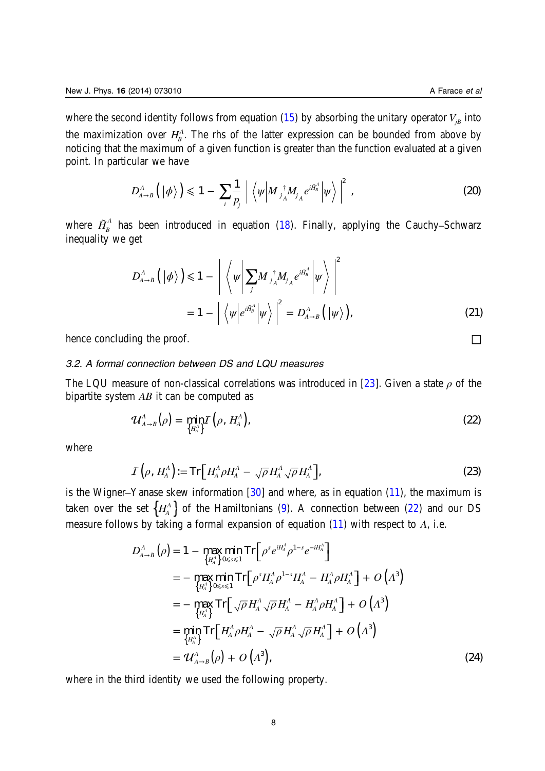where the second identity follows from equation (15) by absorbing the unitary operator $V_{jB}$ into the maximization over $H_B^\Lambda$. The rhs of the latter expression can be bounded from above by noticing that the maximum of a given function is greater than the function evaluated at a given point. In particular we have

$$D_{A\to B}^\Lambda\left(|\phi\rangle\right) \leqslant 1 - \sum_i \frac{1}{p_j}\left|\left\langle\psi\left|M_{j_A}^{\dagger} M_{j_A} e^{i\tilde{H}_B^\Lambda}\right|\psi\right\rangle\right|^2, \tag{20}$$

where $\tilde{H}_B^\Lambda$ has been introduced in equation (18). Finally, applying the Cauchy–Schwarz inequality we get

$$\begin{aligned} D_{A\to B}^\Lambda\left(|\phi\rangle\right) &\leqslant 1 - \left|\left\langle\psi\left|\sum_j M_{j_A}^{\dagger} M_{j_A} e^{i\tilde{H}_B^\Lambda}\right|\psi\right\rangle\right|^2 \\ &= 1 - \left|\left\langle\psi\left|e^{i\tilde{H}_B^\Lambda}\right|\psi\right\rangle\right|^2 = D_{A\to B}^\Lambda\left(|\psi\rangle\right), \end{aligned} \tag{21}$$

hence concluding the proof. □

### 3.2. A formal connection between DS and LQU measures

The LQU measure of non-classical correlations was introduced in [23]. Given a state $\rho$ of the bipartite system $AB$ it can be computed as

$$\mathcal{U}_{A\to B}^\Lambda(\rho) = \min_{\{H_A^\Lambda\}} \mathcal{I}\left(\rho, H_A^\Lambda\right), \tag{22}$$

where

$$\mathcal{I}\left(\rho, H_A^\Lambda\right) := \mathrm{Tr}\left[H_A^\Lambda \rho H_A^\Lambda - \sqrt{\rho} H_A^\Lambda \sqrt{\rho} H_A^\Lambda\right], \tag{23}$$

is the Wigner–Yanase skew information [30] and where, as in equation (11), the maximum is taken over the set $\{H_A^\Lambda\}$ of the Hamiltonians (9). A connection between (22) and our DS measure follows by taking a formal expansion of equation (11) with respect to $\Lambda$, i.e.

$$\begin{aligned} D_{A\to B}^\Lambda(\rho) &= 1 - \max_{\{H_A^\Lambda\}} \min_{0\leqslant s\leqslant 1} \mathrm{Tr}\left[\rho^s e^{iH_A^\Lambda} \rho^{1-s} e^{-iH_A^\Lambda}\right] \\ &= -\max_{\{H_A^\Lambda\}} \min_{0\leqslant s\leqslant 1} \mathrm{Tr}\left[\rho^s H_A^\Lambda \rho^{1-s} H_A^\Lambda - H_A^\Lambda \rho H_A^\Lambda\right] + O\left(\Lambda^3\right) \\ &= -\max_{\{H_A^\Lambda\}} \mathrm{Tr}\left[\sqrt{\rho} H_A^\Lambda \sqrt{\rho} H_A^\Lambda - H_A^\Lambda \rho H_A^\Lambda\right] + O\left(\Lambda^3\right) \\ &= \min_{\{H_A^\Lambda\}} \mathrm{Tr}\left[H_A^\Lambda \rho H_A^\Lambda - \sqrt{\rho} H_A^\Lambda \sqrt{\rho} H_A^\Lambda\right] + O\left(\Lambda^3\right) \\ &= \mathcal{U}_{A\to B}^\Lambda(\rho) + O\left(\Lambda^3\right), \end{aligned} \tag{24}$$

where in the third identity we used the following property.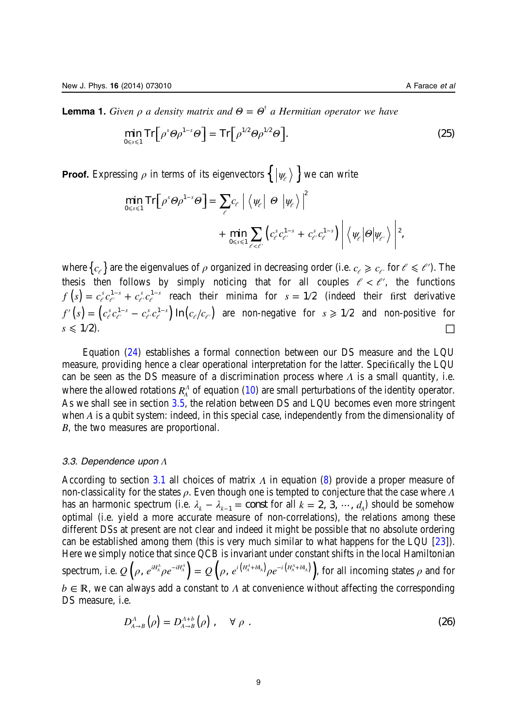**Lemma 1.** *Given $\rho$ a density matrix and $\Theta = \Theta^{\dagger}$ a Hermitian operator we have*

$$\min_{0 \leqslant s \leqslant 1} \text{Tr}\left[\rho^{s} \Theta \rho^{1-s} \Theta\right] = \text{Tr}\left[\rho^{1/2} \Theta \rho^{1/2} \Theta\right]. \tag{25}$$

**Proof.** Expressing $\rho$ in terms of its eigenvectors $\left\{ \left| \psi_{\ell} \right\rangle \right\}$ we can write

$$\min_{0 \leqslant s \leqslant 1} \text{Tr}\left[\rho^{s} \Theta \rho^{1-s} \Theta\right] = \sum_{\ell} c_{\ell} \left| \left\langle \psi_{\ell} \right| \Theta \left| \psi_{\ell} \right\rangle \right|^{2} + \min_{0 \leqslant s \leqslant 1} \sum_{\ell < \ell'} \left( c_{\ell}^{s} c_{\ell'}^{1-s} + c_{\ell'}^{s} c_{\ell}^{1-s} \right) \left| \left\langle \psi_{\ell} \middle| \Theta \middle| \psi_{\ell'} \right\rangle \right|^{2},$$

where $\left\{ c_{\ell} \right\}$ are the eigenvalues of $\rho$ organized in decreasing order (i.e. $c_{\ell} \geqslant c_{\ell'}$ for $\ell \leqslant \ell'$). The thesis then follows by simply noticing that for all couples $\ell < \ell'$, the functions $f(s) = c_{\ell}^{s} c_{\ell'}^{1-s} + c_{\ell'}^{s} c_{\ell}^{1-s}$ reach their minima for $s = 1/2$ (indeed their first derivative $f'(s) = \left( c_{\ell}^{s} c_{\ell'}^{1-s} - c_{\ell'}^{s} c_{\ell}^{1-s} \right) \ln\left( c_{\ell} / c_{\ell'} \right)$ are non-negative for $s \geqslant 1/2$ and non-positive for $s \leqslant 1/2$). □

Equation (24) establishes a formal connection between our DS measure and the LQU measure, providing hence a clear operational interpretation for the latter. Specifically the LQU can be seen as the DS measure of a discrimination process where $\Lambda$ is a small quantity, i.e. where the allowed rotations $R_{A}^{\Lambda}$ of equation (10) are small perturbations of the identity operator. As we shall see in section 3.5, the relation between DS and LQU becomes even more stringent when $A$ is a qubit system: indeed, in this special case, independently from the dimensionality of $B$, the two measures are proportional.

### 3.3. Dependence upon $\Lambda$

According to section 3.1 all choices of matrix $\Lambda$ in equation (8) provide a proper measure of non-classicality for the states $\rho$. Even though one is tempted to conjecture that the case where $\Lambda$ has an harmonic spectrum (i.e. $\lambda_{k} - \lambda_{k-1} = \text{const}$ for all $k = 2, 3, \cdots, d_{A}$) should be somehow optimal (i.e. yield a more accurate measure of non-correlations), the relations among these different DSs at present are not clear and indeed it might be possible that no absolute ordering can be established among them (this is very much similar to what happens for the LQU [23]). Here we simply notice that since QCB is invariant under constant shifts in the local Hamiltonian spectrum, i.e. $Q\left(\rho, e^{iH_{A}^{\Lambda}} \rho e^{-iH_{A}^{\Lambda}}\right) = Q\left(\rho, e^{i\left(H_{A}^{\Lambda} + b\mathbb{1}_{A}\right)} \rho e^{-i\left(H_{A}^{\Lambda} + b\mathbb{1}_{A}\right)}\right)$, for all incoming states $\rho$ and for $b \in \mathbb{R}$, we can always add a constant to $\Lambda$ at convenience without affecting the corresponding DS measure, i.e.

$$D_{A \to B}^{\Lambda}(\rho) = D_{A \to B}^{\Lambda + b}(\rho), \quad \forall \rho. \tag{26}$$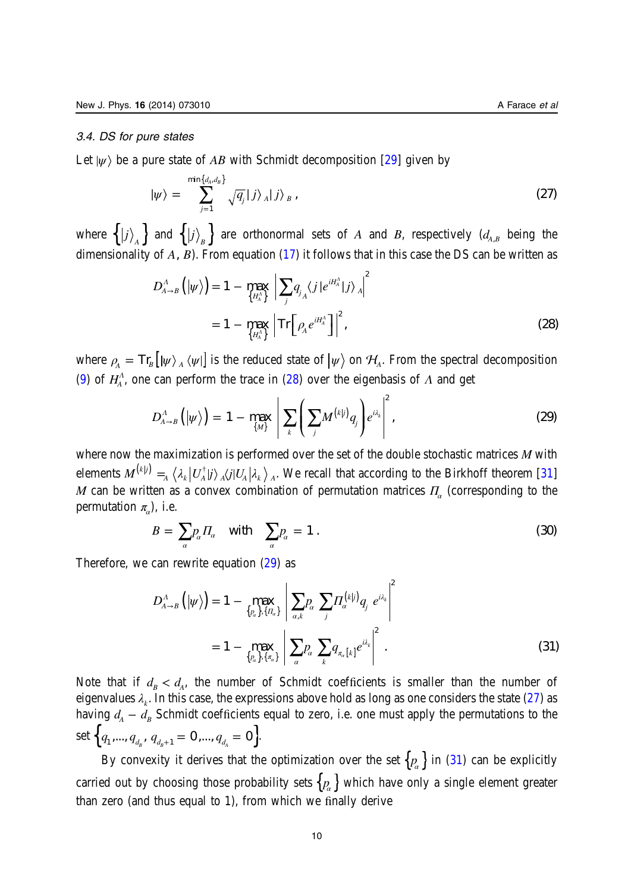### 3.4. DS for pure states

Let $|\psi\rangle$ be a pure state of $AB$ with Schmidt decomposition [29] given by

$$|\psi\rangle = \sum_{j=1}^{\min\{d_A, d_B\}} \sqrt{q_j} \, |j\rangle_A |j\rangle_B \,, \tag{27}$$

where $\left\{|j\rangle_A\right\}$ and $\left\{|j\rangle_B\right\}$ are orthonormal sets of $A$ and $B$, respectively ($d_{A,B}$ being the dimensionality of $A$, $B$). From equation (17) it follows that in this case the DS can be written as

$$\begin{aligned} D^{\Lambda}_{A\to B}\left(|\psi\rangle\right) &= 1 - \max_{\{H^{\Lambda}_A\}} \left| \sum_j q_j \, {}_A\langle j| e^{iH^{\Lambda}_A} |j\rangle_A \right|^2 \\ &= 1 - \max_{\{H^{\Lambda}_A\}} \left| \mathrm{Tr}\left[\rho_A e^{iH^{\Lambda}_A}\right] \right|^2, \end{aligned} \tag{28}$$

where $\rho_A = \mathrm{Tr}_B\left[|\psi\rangle_A \langle\psi|\right]$ is the reduced state of $|\psi\rangle$ on $\mathcal{H}_A$. From the spectral decomposition (9) of $H^{\Lambda}_A$, one can perform the trace in (28) over the eigenbasis of $\Lambda$ and get

$$D^{\Lambda}_{A\to B}\left(|\psi\rangle\right) = 1 - \max_{\{M\}} \left| \sum_k \left( \sum_j M^{(k|j)} q_j \right) e^{i\lambda_k} \right|^2, \tag{29}$$

where now the maximization is performed over the set of the double stochastic matrices $M$ with elements $M^{(k|j)} = {}_A\langle \lambda_k | U^{\dagger}_A |j\rangle_A \, {}_A\langle j| U_A |\lambda_k\rangle_A$. We recall that according to the Birkhoff theorem [31] $M$ can be written as a convex combination of permutation matrices $\Pi_\alpha$ (corresponding to the permutation $\pi_\alpha$), i.e.

$$B = \sum_\alpha p_\alpha \Pi_\alpha \quad \text{with} \quad \sum_\alpha p_\alpha = 1 \,. \tag{30}$$

Therefore, we can rewrite equation (29) as

$$\begin{aligned} D^{\Lambda}_{A\to B}\left(|\psi\rangle\right) &= 1 - \max_{\{p_\alpha\},\{\Pi_\alpha\}} \left| \sum_{\alpha,k} p_\alpha \sum_j \Pi^{(k|j)}_\alpha q_j \, e^{i\lambda_k} \right|^2 \\ &= 1 - \max_{\{p_\alpha\},\{\pi_\alpha\}} \left| \sum_\alpha p_\alpha \sum_k q_{\pi_\alpha[k]} e^{i\lambda_k} \right|^2 . \end{aligned} \tag{31}$$

Note that if $d_B < d_A$, the number of Schmidt coefficients is smaller than the number of eigenvalues $\lambda_k$. In this case, the expressions above hold as long as one considers the state (27) as having $d_A - d_B$ Schmidt coefficients equal to zero, i.e. one must apply the permutations to the set $\left\{q_1, ..., q_{d_B}, q_{d_B+1} = 0, ..., q_{d_A} = 0\right\}$.

By convexity it derives that the optimization over the set $\left\{p_\alpha\right\}$ in (31) can be explicitly carried out by choosing those probability sets $\left\{p_\alpha\right\}$ which have only a single element greater than zero (and thus equal to 1), from which we finally derive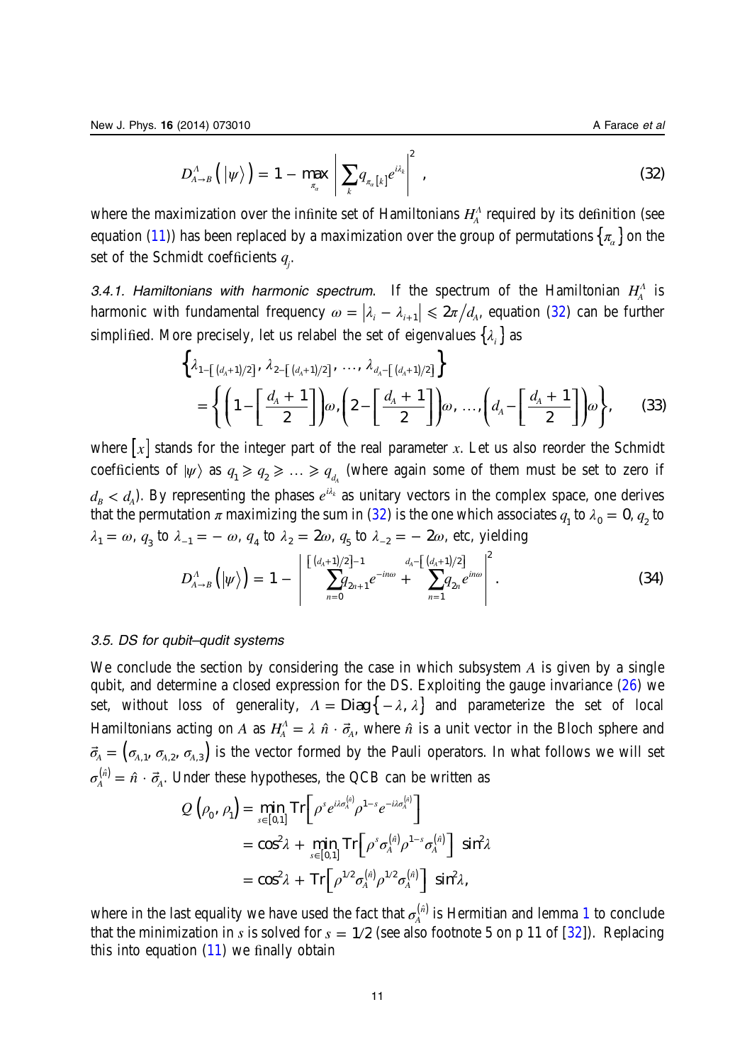$$D^{\Lambda}_{A\to B}\left(|\psi\rangle\right) = 1 - \max_{\pi_\alpha}\left|\sum_k q_{\pi_\alpha[k]} e^{i\lambda_k}\right|^2, \tag{32}$$

where the maximization over the infinite set of Hamiltonians $H^{\Lambda}_A$ required by its definition (see equation (11)) has been replaced by a maximization over the group of permutations $\{\pi_\alpha\}$ on the set of the Schmidt coefficients $q_j$.

*3.4.1. Hamiltonians with harmonic spectrum.* If the spectrum of the Hamiltonian $H^{\Lambda}_A$ is harmonic with fundamental frequency $\omega = |\lambda_i - \lambda_{i+1}| \leqslant 2\pi/d_A$, equation (32) can be further simplified. More precisely, let us relabel the set of eigenvalues $\{\lambda_i\}$ as

$$\left\{\lambda_{1-[(d_A+1)/2]}, \lambda_{2-[(d_A+1)/2]}, \ldots, \lambda_{d_A-[(d_A+1)/2]}\right\} = \left\{\left(1-\left[\frac{d_A+1}{2}\right]\right)\omega, \left(2-\left[\frac{d_A+1}{2}\right]\right)\omega, \ldots, \left(d_A-\left[\frac{d_A+1}{2}\right]\right)\omega\right\}, \tag{33}$$

where $[x]$ stands for the integer part of the real parameter $x$. Let us also reorder the Schmidt coefficients of $|\psi\rangle$ as $q_1 \geqslant q_2 \geqslant \ldots \geqslant q_{d_A}$ (where again some of them must be set to zero if $d_B < d_A$). By representing the phases $e^{i\lambda_k}$ as unitary vectors in the complex space, one derives that the permutation $\pi$ maximizing the sum in (32) is the one which associates $q_1$ to $\lambda_0 = 0$, $q_2$ to $\lambda_1 = \omega$, $q_3$ to $\lambda_{-1} = -\omega$, $q_4$ to $\lambda_2 = 2\omega$, $q_5$ to $\lambda_{-2} = -2\omega$, etc, yielding

$$D^{\Lambda}_{A\to B}\left(|\psi\rangle\right) = 1 - \left|\sum_{n=0}^{[(d_A+1)/2]-1} q_{2n+1} e^{-in\omega} + \sum_{n=1}^{d_A-[(d_A+1)/2]} q_{2n} e^{in\omega}\right|^2. \tag{34}$$

### 3.5. DS for qubit–qudit systems

We conclude the section by considering the case in which subsystem $A$ is given by a single qubit, and determine a closed expression for the DS. Exploiting the gauge invariance (26) we set, without loss of generality, $\Lambda = \text{Diag}\{-\lambda, \lambda\}$ and parameterize the set of local Hamiltonians acting on $A$ as $H^{\Lambda}_A = \lambda\, \hat{n} \cdot \vec{\sigma}_A$, where $\hat{n}$ is a unit vector in the Bloch sphere and $\vec{\sigma}_A = (\sigma_{A,1}, \sigma_{A,2}, \sigma_{A,3})$ is the vector formed by the Pauli operators. In what follows we will set $\sigma^{(\hat{n})}_A = \hat{n} \cdot \vec{\sigma}_A$. Under these hypotheses, the QCB can be written as

$$\begin{aligned}
Q\left(\rho_0, \rho_1\right) &= \min_{s\in[0,1]} \text{Tr}\left[\rho^s e^{i\lambda\sigma^{(\hat{n})}_A} \rho^{1-s} e^{-i\lambda\sigma^{(\hat{n})}_A}\right] \\
&= \cos^2\lambda + \min_{s\in[0,1]} \text{Tr}\left[\rho^s \sigma^{(\hat{n})}_A \rho^{1-s} \sigma^{(\hat{n})}_A\right] \sin^2\lambda \\
&= \cos^2\lambda + \text{Tr}\left[\rho^{1/2} \sigma^{(\hat{n})}_A \rho^{1/2} \sigma^{(\hat{n})}_A\right] \sin^2\lambda,
\end{aligned}$$

where in the last equality we have used the fact that $\sigma^{(\hat{n})}_A$ is Hermitian and lemma 1 to conclude that the minimization in $s$ is solved for $s = 1/2$ (see also footnote 5 on p 11 of [32]). Replacing this into equation (11) we finally obtain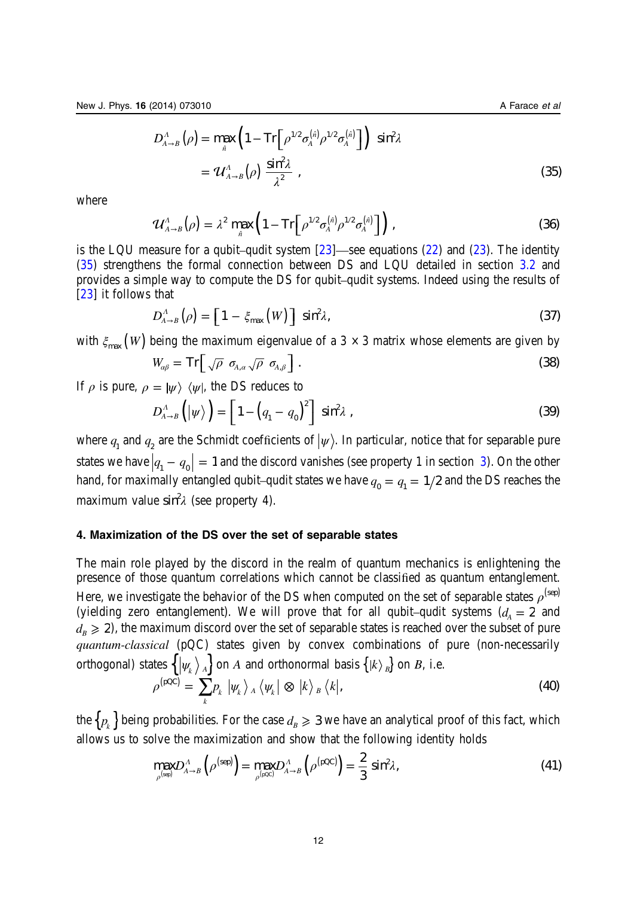$$D^{\Lambda}_{A\to B}(\rho) = \max_{\hat{n}} \left(1 - \mathrm{Tr}\left[\rho^{1/2}\sigma_A^{(\hat{n})}\rho^{1/2}\sigma_A^{(\hat{n})}\right]\right) \ \sin^2\!\lambda$$
$$= \mathcal{U}^{\Lambda}_{A\to B}(\rho)\ \frac{\sin^2\!\lambda}{\lambda^2}\ , \tag{35}$$

where

$$\mathcal{U}^{\Lambda}_{A\to B}(\rho) = \lambda^2 \max_{\hat{n}} \left(1 - \mathrm{Tr}\left[\rho^{1/2}\sigma_A^{(\hat{n})}\rho^{1/2}\sigma_A^{(\hat{n})}\right]\right), \tag{36}$$

is the LQU measure for a qubit–qudit system [23]—see equations (22) and (23). The identity (35) strengthens the formal connection between DS and LQU detailed in section 3.2 and provides a simple way to compute the DS for qubit–qudit systems. Indeed using the results of [23] it follows that

$$D^{\Lambda}_{A\to B}(\rho) = \left[1 - \xi_{\max}(W)\right] \ \sin^2\!\lambda, \tag{37}$$

with $\xi_{\max}(W)$ being the maximum eigenvalue of a $3 \times 3$ matrix whose elements are given by

$$W_{\alpha\beta} = \mathrm{Tr}\left[\sqrt{\rho}\ \sigma_{A,\alpha}\sqrt{\rho}\ \sigma_{A,\beta}\right]. \tag{38}$$

If $\rho$ is pure, $\rho = |\psi\rangle\langle\psi|$, the DS reduces to

$$D^{\Lambda}_{A\to B}\left(|\psi\rangle\right) = \left[1 - \left(q_1 - q_0\right)^2\right] \ \sin^2\!\lambda\ , \tag{39}$$

where $q_1$ and $q_2$ are the Schmidt coefficients of $|\psi\rangle$. In particular, notice that for separable pure states we have $|q_1 - q_0| = 1$ and the discord vanishes (see property 1 in section 3). On the other hand, for maximally entangled qubit–qudit states we have $q_0 = q_1 = 1/2$ and the DS reaches the maximum value $\sin^2\!\lambda$ (see property 4).

## 4. Maximization of the DS over the set of separable states

The main role played by the discord in the realm of quantum mechanics is enlightening the presence of those quantum correlations which cannot be classified as quantum entanglement. Here, we investigate the behavior of the DS when computed on the set of separable states $\rho^{(\mathrm{sep})}$ (yielding zero entanglement). We will prove that for all qubit–qudit systems ($d_A = 2$ and $d_B \geqslant 2$), the maximum discord over the set of separable states is reached over the subset of pure *quantum-classical* (pQC) states given by convex combinations of pure (non-necessarily orthogonal) states $\{|\psi_k\rangle_A\}$ on $A$ and orthonormal basis $\{|k\rangle_B\}$ on $B$, i.e.

$$\rho^{(\mathrm{pQC})} = \sum_k p_k\ |\psi_k\rangle_A\langle\psi_k| \otimes |k\rangle_B\langle k|, \tag{40}$$

the $\{p_k\}$ being probabilities. For the case $d_B \geqslant 3$ we have an analytical proof of this fact, which allows us to solve the maximization and show that the following identity holds

$$\max_{\rho^{(\mathrm{sep})}} D^{\Lambda}_{A\to B}\left(\rho^{(\mathrm{sep})}\right) = \max_{\rho^{(\mathrm{pQC})}} D^{\Lambda}_{A\to B}\left(\rho^{(\mathrm{pQC})}\right) = \frac{2}{3}\sin^2\!\lambda, \tag{41}$$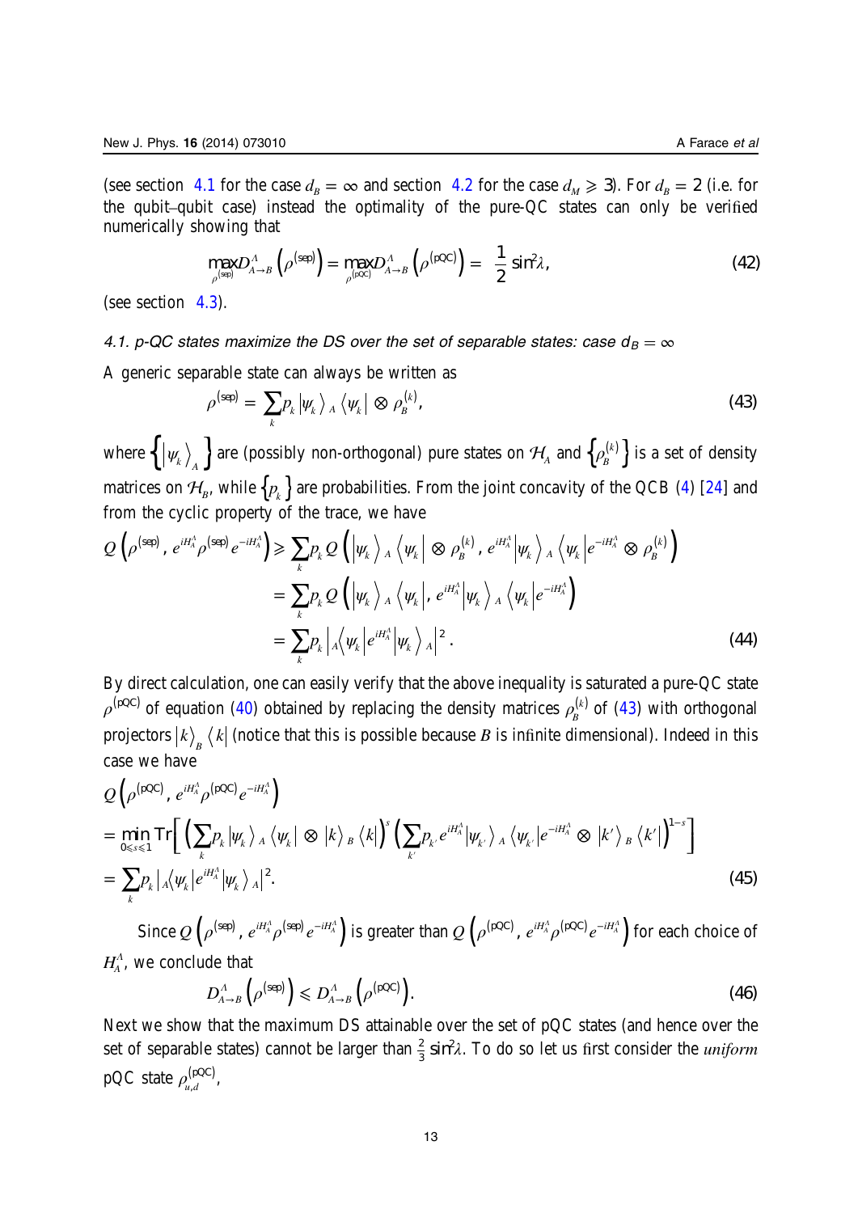(see section 4.1 for the case $d_B = \infty$ and section 4.2 for the case $d_M \geqslant 3$). For $d_B = 2$ (i.e. for the qubit–qubit case) instead the optimality of the pure-QC states can only be verified numerically showing that

$$\max_{\rho^{(\text{sep})}} D^A_{A\to B}\left(\rho^{(\text{sep})}\right) = \max_{\rho^{(\text{pQC})}} D^A_{A\to B}\left(\rho^{(\text{pQC})}\right) = \frac{1}{2}\sin^2\lambda, \tag{42}$$

(see section 4.3).

### 4.1. p-QC states maximize the DS over the set of separable states: case $d_B = \infty$

A generic separable state can always be written as

$$\rho^{(\text{sep})} = \sum_k p_k |\psi_k\rangle_A \langle\psi_k| \otimes \rho_B^{(k)}, \tag{43}$$

where $\left\{|\psi_k\rangle_A\right\}$ are (possibly non-orthogonal) pure states on $\mathcal{H}_A$ and $\left\{\rho_B^{(k)}\right\}$ is a set of density matrices on $\mathcal{H}_B$, while $\left\{p_k\right\}$ are probabilities. From the joint concavity of the QCB (4) [24] and from the cyclic property of the trace, we have

$$\begin{aligned}
Q\left(\rho^{(\text{sep})}, e^{iH_A^A}\rho^{(\text{sep})}e^{-iH_A^A}\right) &\geqslant \sum_k p_k\, Q\left(|\psi_k\rangle_A\langle\psi_k| \otimes \rho_B^{(k)}, e^{iH_A^A}|\psi_k\rangle_A\langle\psi_k|e^{-iH_A^A} \otimes \rho_B^{(k)}\right)\\
&= \sum_k p_k\, Q\left(|\psi_k\rangle_A\langle\psi_k|, e^{iH_A^A}|\psi_k\rangle_A\langle\psi_k|e^{-iH_A^A}\right)\\
&= \sum_k p_k \left|{}_A\langle\psi_k|e^{iH_A^A}|\psi_k\rangle_A\right|^2.
\end{aligned} \tag{44}$$

By direct calculation, one can easily verify that the above inequality is saturated a pure-QC state $\rho^{(\text{pQC})}$ of equation (40) obtained by replacing the density matrices $\rho_B^{(k)}$ of (43) with orthogonal projectors $|k\rangle_B\langle k|$ (notice that this is possible because $B$ is infinite dimensional). Indeed in this case we have

$$\begin{aligned}
&Q\left(\rho^{(\text{pQC})}, e^{iH_A^A}\rho^{(\text{pQC})}e^{-iH_A^A}\right)\\
&= \min_{0\leqslant s\leqslant 1} \text{Tr}\left[\left(\sum_k p_k|\psi_k\rangle_A\langle\psi_k| \otimes |k\rangle_B\langle k|\right)^s \left(\sum_{k'} p_{k'} e^{iH_A^A}|\psi_{k'}\rangle_A\langle\psi_{k'}|e^{-iH_A^A} \otimes |k'\rangle_B\langle k'|\right)^{1-s}\right]\\
&= \sum_k p_k \left|{}_A\langle\psi_k|e^{iH_A^A}|\psi_k\rangle_A\right|^2.
\end{aligned} \tag{45}$$

Since $Q\left(\rho^{(\text{sep})}, e^{iH_A^A}\rho^{(\text{sep})}e^{-iH_A^A}\right)$ is greater than $Q\left(\rho^{(\text{pQC})}, e^{iH_A^A}\rho^{(\text{pQC})}e^{-iH_A^A}\right)$ for each choice of $H_A^A$, we conclude that

$$D^A_{A\to B}\left(\rho^{(\text{sep})}\right) \leqslant D^A_{A\to B}\left(\rho^{(\text{pQC})}\right). \tag{46}$$

Next we show that the maximum DS attainable over the set of pQC states (and hence over the set of separable states) cannot be larger than $\frac{2}{3}\sin^2\lambda$. To do so let us first consider the *uniform* pQC state $\rho_{u,d}^{(\text{pQC})}$,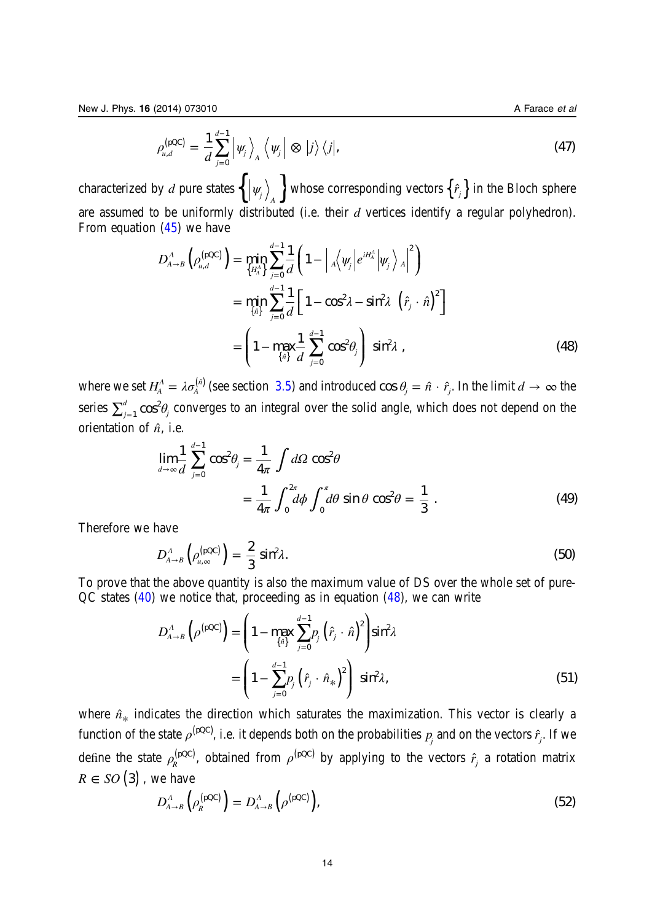$$\rho_{u,d}^{(\mathrm{pQC})} = \frac{1}{d}\sum_{j=0}^{d-1} \left|\psi_j\right\rangle_A \left\langle \psi_j\right| \otimes |j\rangle\langle j|, \tag{47}$$

characterized by $d$ pure states $\left\{\left|\psi_j\right\rangle_A\right\}$ whose corresponding vectors $\left\{\hat{r}_j\right\}$ in the Bloch sphere are assumed to be uniformly distributed (i.e. their $d$ vertices identify a regular polyhedron). From equation (45) we have

$$\begin{aligned}
D_{A\to B}^{\Lambda}\left(\rho_{u,d}^{(\mathrm{pQC})}\right) &= \min_{\left\{H_A^{\Lambda}\right\}} \sum_{j=0}^{d-1} \frac{1}{d}\left(1 - \left|{}_A\left\langle \psi_j\right| e^{iH_A^{\Lambda}} \left|\psi_j\right\rangle_A\right|^2\right) \\
&= \min_{\{\hat{n}\}} \sum_{j=0}^{d-1} \frac{1}{d}\left[1 - \cos^2\lambda - \sin^2\lambda\ \left(\hat{r}_j \cdot \hat{n}\right)^2\right] \\
&= \left(1 - \max_{\{\hat{n}\}} \frac{1}{d}\sum_{j=0}^{d-1} \cos^2\theta_j\right)\ \sin^2\lambda\ ,
\end{aligned} \tag{48}$$

where we set $H_A^{\Lambda} = \lambda\sigma_A^{(\hat{n})}$ (see section 3.5) and introduced $\cos\theta_j = \hat{n}\cdot\hat{r}_j$. In the limit $d\to\infty$ the series $\sum_{j=1}^{d}\cos^2\theta_j$ converges to an integral over the solid angle, which does not depend on the orientation of $\hat{n}$, i.e.

$$\begin{aligned}
\lim_{d\to\infty}\frac{1}{d}\sum_{j=0}^{d-1}\cos^2\theta_j &= \frac{1}{4\pi}\int d\Omega\ \cos^2\theta \\
&= \frac{1}{4\pi}\int_0^{2\pi} d\phi \int_0^{\pi} d\theta\ \sin\theta\ \cos^2\theta = \frac{1}{3}\ .
\end{aligned} \tag{49}$$

Therefore we have

$$D_{A\to B}^{\Lambda}\left(\rho_{u,\infty}^{(\mathrm{pQC})}\right) = \frac{2}{3}\sin^2\lambda. \tag{50}$$

To prove that the above quantity is also the maximum value of DS over the whole set of pure-QC states (40) we notice that, proceeding as in equation (48), we can write

$$\begin{aligned}
D_{A\to B}^{\Lambda}\left(\rho^{(\mathrm{pQC})}\right) &= \left(1 - \max_{\{\hat{n}\}} \sum_{j=0}^{d-1} p_j \left(\hat{r}_j\cdot\hat{n}\right)^2\right)\sin^2\lambda \\
&= \left(1 - \sum_{j=0}^{d-1} p_j \left(\hat{r}_j\cdot\hat{n}_*\right)^2\right)\ \sin^2\lambda,
\end{aligned} \tag{51}$$

where $\hat{n}_*$ indicates the direction which saturates the maximization. This vector is clearly a function of the state $\rho^{(\mathrm{pQC})}$, i.e. it depends both on the probabilities $p_j$ and on the vectors $\hat{r}_j$. If we define the state $\rho_R^{(\mathrm{pQC})}$, obtained from $\rho^{(\mathrm{pQC})}$ by applying to the vectors $\hat{r}_j$ a rotation matrix $R \in SO(3)$, we have

$$D_{A\to B}^{\Lambda}\left(\rho_R^{(\mathrm{pQC})}\right) = D_{A\to B}^{\Lambda}\left(\rho^{(\mathrm{pQC})}\right), \tag{52}$$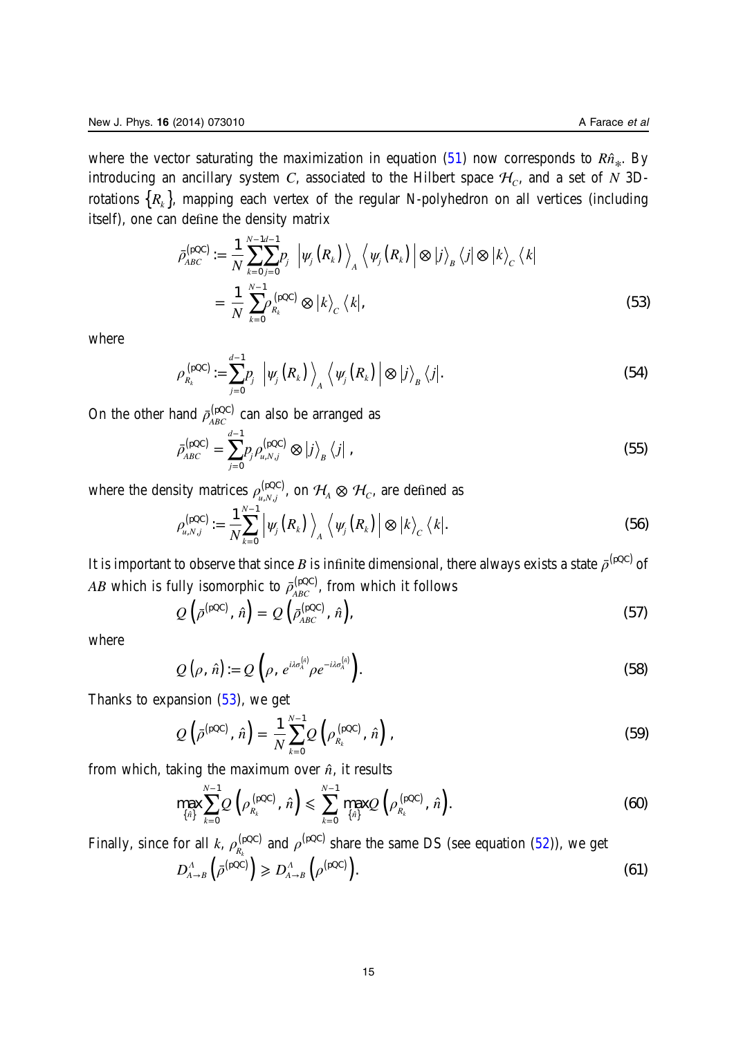where the vector saturating the maximization in equation (51) now corresponds to $R\hat{n}_*$. By introducing an ancillary system $C$, associated to the Hilbert space $\mathcal{H}_C$, and a set of $N$ 3D-rotations $\{R_k\}$, mapping each vertex of the regular N-polyhedron on all vertices (including itself), one can define the density matrix

$$\bar{\rho}_{ABC}^{(\mathrm{pQC})} := \frac{1}{N}\sum_{k=0}^{N-1}\sum_{j=0}^{d-1} p_j \left|\psi_j(R_k)\right\rangle_A \left\langle\psi_j(R_k)\right| \otimes |j\rangle_B \langle j| \otimes |k\rangle_C \langle k|$$
$$= \frac{1}{N}\sum_{k=0}^{N-1} \rho_{R_k}^{(\mathrm{pQC})} \otimes |k\rangle_C \langle k|, \tag{53}$$

where

$$\rho_{R_k}^{(\mathrm{pQC})} := \sum_{j=0}^{d-1} p_j \left|\psi_j(R_k)\right\rangle_A \left\langle\psi_j(R_k)\right| \otimes |j\rangle_B \langle j|. \tag{54}$$

On the other hand $\bar{\rho}_{ABC}^{(\mathrm{pQC})}$ can also be arranged as

$$\bar{\rho}_{ABC}^{(\mathrm{pQC})} = \sum_{j=0}^{d-1} p_j \rho_{u,N,j}^{(\mathrm{pQC})} \otimes |j\rangle_B \langle j|, \tag{55}$$

where the density matrices $\rho_{u,N,j}^{(\mathrm{pQC})}$, on $\mathcal{H}_A \otimes \mathcal{H}_C$, are defined as

$$\rho_{u,N,j}^{(\mathrm{pQC})} := \frac{1}{N}\sum_{k=0}^{N-1} \left|\psi_j(R_k)\right\rangle_A \left\langle\psi_j(R_k)\right| \otimes |k\rangle_C \langle k|. \tag{56}$$

It is important to observe that since $B$ is infinite dimensional, there always exists a state $\bar{\rho}^{(\mathrm{pQC})}$ of $AB$ which is fully isomorphic to $\bar{\rho}_{ABC}^{(\mathrm{pQC})}$, from which it follows

$$Q\left(\bar{\rho}^{(\mathrm{pQC})}, \hat{n}\right) = Q\left(\bar{\rho}_{ABC}^{(\mathrm{pQC})}, \hat{n}\right), \tag{57}$$

where

$$Q(\rho, \hat{n}) := Q\left(\rho, e^{i\lambda\sigma_A^{(\hat{n})}} \rho e^{-i\lambda\sigma_A^{(\hat{n})}}\right). \tag{58}$$

Thanks to expansion (53), we get

$$Q\left(\bar{\rho}^{(\mathrm{pQC})}, \hat{n}\right) = \frac{1}{N}\sum_{k=0}^{N-1} Q\left(\rho_{R_k}^{(\mathrm{pQC})}, \hat{n}\right), \tag{59}$$

from which, taking the maximum over $\hat{n}$, it results

$$\max_{\{\hat{n}\}} \sum_{k=0}^{N-1} Q\left(\rho_{R_k}^{(\mathrm{pQC})}, \hat{n}\right) \leqslant \sum_{k=0}^{N-1} \max_{\{\hat{n}\}} Q\left(\rho_{R_k}^{(\mathrm{pQC})}, \hat{n}\right). \tag{60}$$

Finally, since for all $k$, $\rho_{R_k}^{(\mathrm{pQC})}$ and $\rho^{(\mathrm{pQC})}$ share the same DS (see equation (52)), we get

$$D_{A\to B}^{\Lambda}\left(\bar{\rho}^{(\mathrm{pQC})}\right) \geqslant D_{A\to B}^{\Lambda}\left(\rho^{(\mathrm{pQC})}\right). \tag{61}$$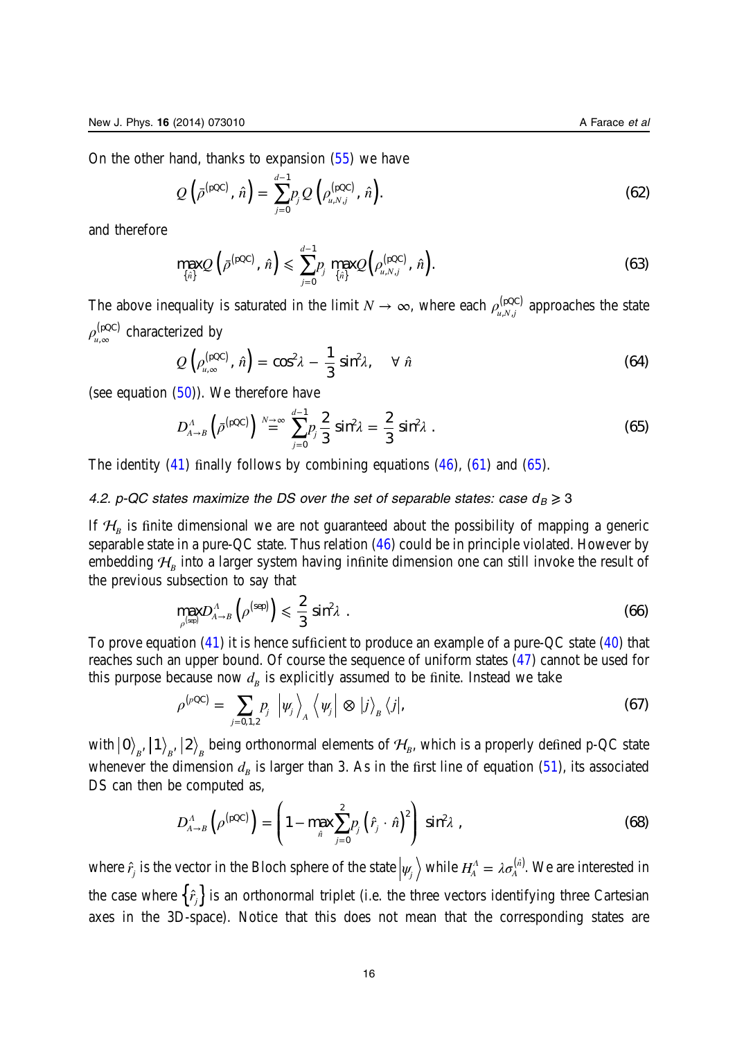On the other hand, thanks to expansion (55) we have

$$Q\left(\bar{\rho}^{(\text{pQC})}, \hat{n}\right) = \sum_{j=0}^{d-1} p_j\, Q\left(\rho_{u,N,j}^{(\text{pQC})}, \hat{n}\right). \tag{62}$$

and therefore

$$\max_{\{\hat{n}\}} Q\left(\bar{\rho}^{(\text{pQC})}, \hat{n}\right) \leqslant \sum_{j=0}^{d-1} p_j \max_{\{\hat{n}\}} Q\left(\rho_{u,N,j}^{(\text{pQC})}, \hat{n}\right). \tag{63}$$

The above inequality is saturated in the limit $N \to \infty$, where each $\rho_{u,N,j}^{(\text{pQC})}$ approaches the state $\rho_{u,\infty}^{(\text{pQC})}$ characterized by

$$Q\left(\rho_{u,\infty}^{(\text{pQC})}, \hat{n}\right) = \cos^2\lambda - \frac{1}{3}\sin^2\lambda, \quad \forall\, \hat{n} \tag{64}$$

(see equation (50)). We therefore have

$$D_{A\to B}^{\Lambda}\left(\bar{\rho}^{(\text{pQC})}\right) \overset{N\to\infty}{=} \sum_{j=0}^{d-1} p_j \frac{2}{3}\sin^2\lambda = \frac{2}{3}\sin^2\lambda\ . \tag{65}$$

The identity (41) finally follows by combining equations (46), (61) and (65).

### 4.2. p-QC states maximize the DS over the set of separable states: case $d_B \geqslant 3$

If $\mathcal{H}_B$ is finite dimensional we are not guaranteed about the possibility of mapping a generic separable state in a pure-QC state. Thus relation (46) could be in principle violated. However by embedding $\mathcal{H}_B$ into a larger system having infinite dimension one can still invoke the result of the previous subsection to say that

$$\max_{\rho^{(\text{sep})}} D_{A\to B}^{\Lambda}\left(\rho^{(\text{sep})}\right) \leqslant \frac{2}{3}\sin^2\lambda\ . \tag{66}$$

To prove equation (41) it is hence sufficient to produce an example of a pure-QC state (40) that reaches such an upper bound. Of course the sequence of uniform states (47) cannot be used for this purpose because now $d_B$ is explicitly assumed to be finite. Instead we take

$$\rho^{(p\text{QC})} = \sum_{j=0,1,2} p_j\ \left|\psi_j\right\rangle_A \left\langle\psi_j\right| \otimes |j\rangle_B \langle j|, \tag{67}$$

with $|0\rangle_B, |1\rangle_B, |2\rangle_B$ being orthonormal elements of $\mathcal{H}_B$, which is a properly defined p-QC state whenever the dimension $d_B$ is larger than 3. As in the first line of equation (51), its associated DS can then be computed as,

$$D_{A\to B}^{\Lambda}\left(\rho^{(\text{pQC})}\right) = \left(1 - \max_{\hat{n}} \sum_{j=0}^{2} p_j \left(\hat{r}_j \cdot \hat{n}\right)^2\right) \sin^2\lambda\ , \tag{68}$$

where $\hat{r}_j$ is the vector in the Bloch sphere of the state $\left|\psi_j\right\rangle$ while $H_A^{\Lambda} = \lambda\sigma_A^{(\hat{n})}$. We are interested in the case where $\left\{\hat{r}_j\right\}$ is an orthonormal triplet (i.e. the three vectors identifying three Cartesian axes in the 3D-space). Notice that this does not mean that the corresponding states are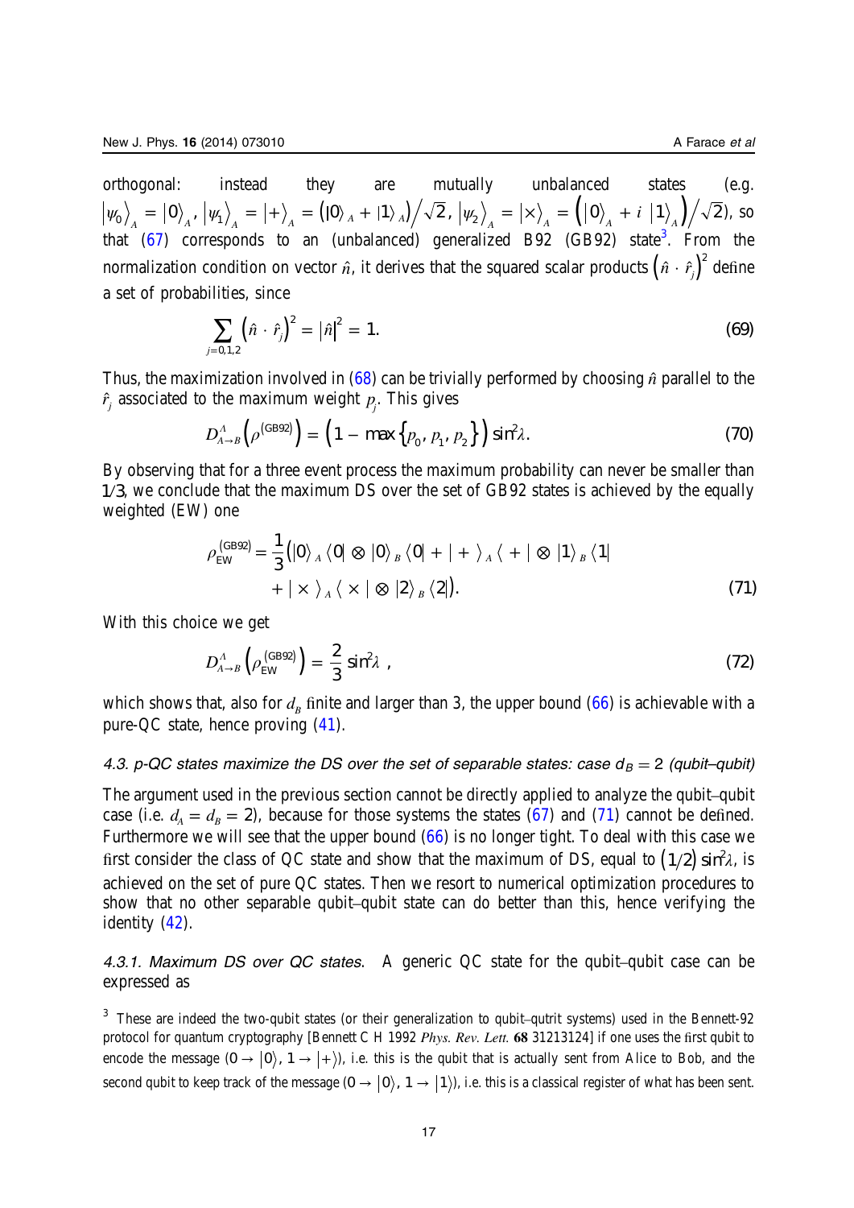orthogonal: instead they are mutually unbalanced states (e.g. $|\psi_0\rangle_A = |0\rangle_A$, $|\psi_1\rangle_A = |+\rangle_A = (|0\rangle_A + |1\rangle_A)/\sqrt{2}$, $|\psi_2\rangle_A = |\times\rangle_A = (|0\rangle_A + i\,|1\rangle_A)/\sqrt{2}$), so that (67) corresponds to an (unbalanced) generalized B92 (GB92) state[3]. From the normalization condition on vector $\hat{n}$, it derives that the squared scalar products $(\hat{n}\cdot\hat{r}_j)^2$ define a set of probabilities, since

$$\sum_{j=0,1,2} (\hat{n}\cdot\hat{r}_j)^2 = |\hat{n}|^2 = 1. \tag{69}$$

Thus, the maximization involved in (68) can be trivially performed by choosing $\hat{n}$ parallel to the $\hat{r}_j$ associated to the maximum weight $p_j$. This gives

$$D^A_{A\to B}\left(\rho^{(\mathrm{GB92})}\right) = \left(1 - \max\{p_0, p_1, p_2\}\right)\sin^2\lambda. \tag{70}$$

By observing that for a three event process the maximum probability can never be smaller than 1/3, we conclude that the maximum DS over the set of GB92 states is achieved by the equally weighted (EW) one

$$\rho^{(\mathrm{GB92})}_{\mathrm{EW}} = \frac{1}{3}\big(|0\rangle_A\langle 0| \otimes |0\rangle_B\langle 0| + |+\rangle_A\langle +| \otimes |1\rangle_B\langle 1| + |\times\rangle_A\langle \times| \otimes |2\rangle_B\langle 2|\big). \tag{71}$$

With this choice we get

$$D^A_{A\to B}\left(\rho^{(\mathrm{GB92})}_{\mathrm{EW}}\right) = \frac{2}{3}\sin^2\lambda\ , \tag{72}$$

which shows that, also for $d_B$ finite and larger than 3, the upper bound (66) is achievable with a pure-QC state, hence proving (41).

#### *4.3. p-QC states maximize the DS over the set of separable states: case $d_B = 2$ (qubit–qubit)*

The argument used in the previous section cannot be directly applied to analyze the qubit–qubit case (i.e. $d_A = d_B = 2$), because for those systems the states (67) and (71) cannot be defined. Furthermore we will see that the upper bound (66) is no longer tight. To deal with this case we first consider the class of QC state and show that the maximum of DS, equal to $(1/2)\sin^2\lambda$, is achieved on the set of pure QC states. Then we resort to numerical optimization procedures to show that no other separable qubit–qubit state can do better than this, hence verifying the identity (42).

*4.3.1. Maximum DS over QC states.* A generic QC state for the qubit–qubit case can be expressed as

[3] These are indeed the two-qubit states (or their generalization to qubit–qutrit systems) used in the Bennett-92 protocol for quantum cryptography [Bennett C H 1992 *Phys. Rev. Lett.* **68** 31213124] if one uses the first qubit to encode the message ($0 \to |0\rangle$, $1 \to |+\rangle$), i.e. this is the qubit that is actually sent from Alice to Bob, and the second qubit to keep track of the message ($0 \to |0\rangle$, $1 \to |1\rangle$), i.e. this is a classical register of what has been sent.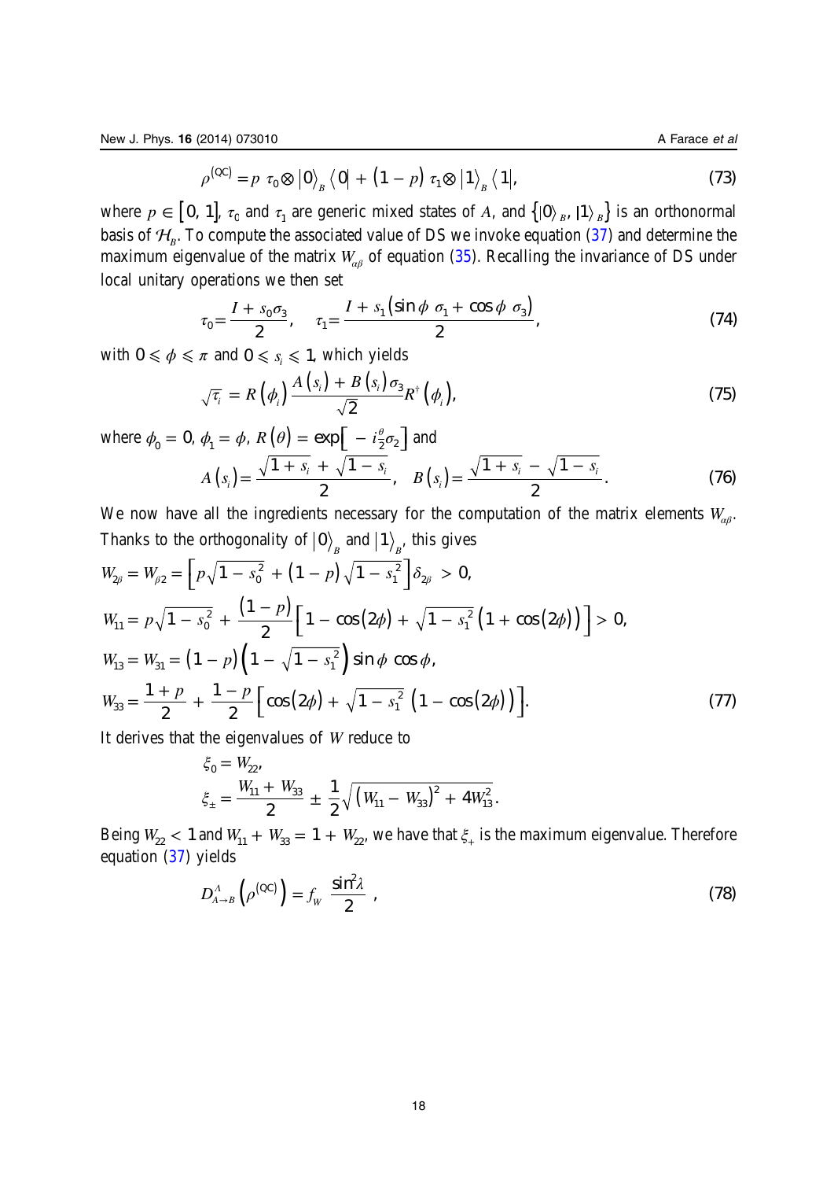$$\rho^{(\mathrm{QC})} = p \ \tau_0 \otimes |0\rangle_B \langle 0| + (1-p) \ \tau_1 \otimes |1\rangle_B \langle 1|, \tag{73}$$

where $p \in [0, 1]$, $\tau_0$ and $\tau_1$ are generic mixed states of $A$, and $\{|0\rangle_B, |1\rangle_B\}$ is an orthonormal basis of $\mathcal{H}_B$. To compute the associated value of DS we invoke equation (37) and determine the maximum eigenvalue of the matrix $W_{\alpha\beta}$ of equation (35). Recalling the invariance of DS under local unitary operations we then set

$$\tau_0 = \frac{I + s_0 \sigma_3}{2}, \quad \tau_1 = \frac{I + s_1 (\sin\phi \ \sigma_1 + \cos\phi \ \sigma_3)}{2}, \tag{74}$$

with $0 \leqslant \phi \leqslant \pi$ and $0 \leqslant s_i \leqslant 1$, which yields

$$\sqrt{\tau_i} = R(\phi_i) \frac{A(s_i) + B(s_i)\sigma_3}{\sqrt{2}} R^\dagger(\phi_i), \tag{75}$$

where $\phi_0 = 0$, $\phi_1 = \phi$, $R(\theta) = \exp\left[-i\frac{\theta}{2}\sigma_2\right]$ and

$$A(s_i) = \frac{\sqrt{1+s_i} + \sqrt{1-s_i}}{2}, \quad B(s_i) = \frac{\sqrt{1+s_i} - \sqrt{1-s_i}}{2}. \tag{76}$$

We now have all the ingredients necessary for the computation of the matrix elements $W_{\alpha\beta}$. Thanks to the orthogonality of $|0\rangle_B$ and $|1\rangle_B$, this gives

$$\begin{aligned}
W_{2\beta} = W_{\beta 2} &= \left[p\sqrt{1-s_0^2} + (1-p)\sqrt{1-s_1^2}\right]\delta_{2\beta} > 0, \\
W_{11} &= p\sqrt{1-s_0^2} + \frac{(1-p)}{2}\left[1 - \cos(2\phi) + \sqrt{1-s_1^2}\,(1+\cos(2\phi))\right] > 0, \\
W_{13} = W_{31} &= (1-p)\left(1 - \sqrt{1-s_1^2}\right)\sin\phi\,\cos\phi, \\
W_{33} &= \frac{1+p}{2} + \frac{1-p}{2}\left[\cos(2\phi) + \sqrt{1-s_1^2}\,(1-\cos(2\phi))\right].
\end{aligned} \tag{77}$$

It derives that the eigenvalues of $W$ reduce to

$$\begin{aligned}
\xi_0 &= W_{22}, \\
\xi_\pm &= \frac{W_{11} + W_{33}}{2} \pm \frac{1}{2}\sqrt{(W_{11} - W_{33})^2 + 4W_{13}^2}.
\end{aligned}$$

Being $W_{22} < 1$ and $W_{11} + W_{33} = 1 + W_{22}$, we have that $\xi_+$ is the maximum eigenvalue. Therefore equation (37) yields

$$D^A_{A\to B}\left(\rho^{(\mathrm{QC})}\right) = f_W \ \frac{\sin^2\lambda}{2} \ , \tag{78}$$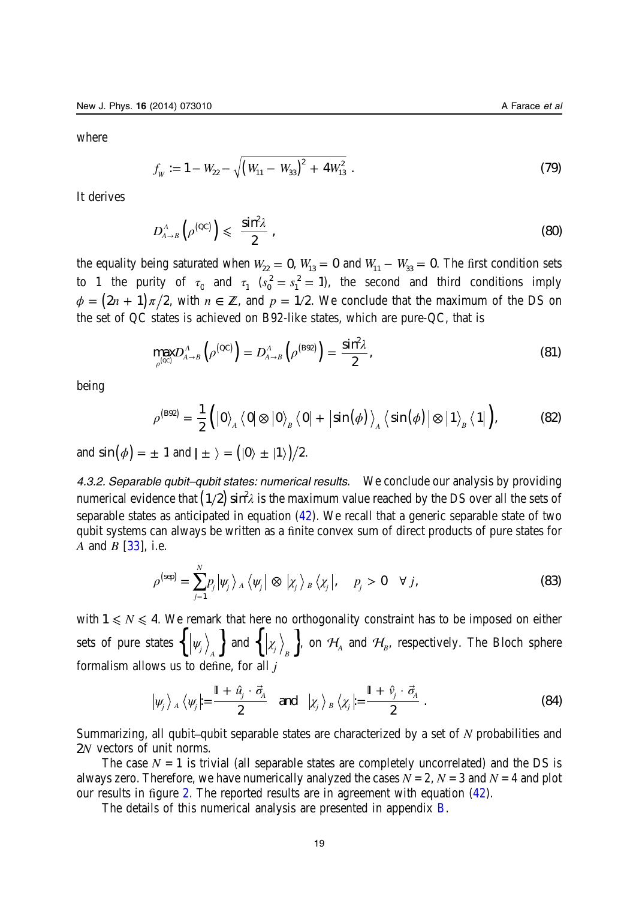where

$$f_W := 1 - W_{22} - \sqrt{\left(W_{11} - W_{33}\right)^2 + 4W_{13}^2}\,. \tag{79}$$

It derives

$$D^{A}_{A\to B}\left(\rho^{(\mathrm{QC})}\right) \leqslant \frac{\sin^2\lambda}{2}\,, \tag{80}$$

the equality being saturated when $W_{22} = 0$, $W_{13} = 0$ and $W_{11} - W_{33} = 0$. The first condition sets to 1 the purity of $\tau_0$ and $\tau_1$ ($s_0^2 = s_1^2 = 1$), the second and third conditions imply $\phi = (2n+1)\pi/2$, with $n \in \mathbb{Z}$, and $p = 1/2$. We conclude that the maximum of the DS on the set of QC states is achieved on B92-like states, which are pure-QC, that is

$$\max_{\rho^{(\mathrm{QC})}} D^{A}_{A\to B}\left(\rho^{(\mathrm{QC})}\right) = D^{A}_{A\to B}\left(\rho^{(\mathrm{B92})}\right) = \frac{\sin^2\lambda}{2}, \tag{81}$$

being

$$\rho^{(\mathrm{B92})} = \frac{1}{2}\Big(|0\rangle_A\langle 0| \otimes |0\rangle_B\langle 0| + |\sin(\phi)\rangle_A\langle\sin(\phi)| \otimes |1\rangle_B\langle 1|\Big), \tag{82}$$

and $\sin(\phi) = \pm 1$ and $|\pm\rangle = (|0\rangle \pm |1\rangle)/2$.

*4.3.2. Separable qubit–qubit states: numerical results.* We conclude our analysis by providing numerical evidence that $(1/2)\sin^2\lambda$ is the maximum value reached by the DS over all the sets of separable states as anticipated in equation (42). We recall that a generic separable state of two qubit systems can always be written as a finite convex sum of direct products of pure states for $A$ and $B$ [33], i.e.

$$\rho^{(\mathrm{sep})} = \sum_{j=1}^{N} p_j |\psi_j\rangle_A\langle\psi_j| \otimes |\chi_j\rangle_B\langle\chi_j|, \quad p_j > 0 \quad \forall\, j, \tag{83}$$

with $1 \leqslant N \leqslant 4$. We remark that here no orthogonality constraint has to be imposed on either sets of pure states $\left\{|\psi_j\rangle_A\right\}$ and $\left\{|\chi_j\rangle_B\right\}$, on $\mathcal{H}_A$ and $\mathcal{H}_B$, respectively. The Bloch sphere formalism allows us to define, for all $j$

$$|\psi_j\rangle_A\langle\psi_j| := \frac{\mathbb{1} + \hat{u}_j\cdot\vec{\sigma}_A}{2} \quad \text{and} \quad |\chi_j\rangle_B\langle\chi_j| := \frac{\mathbb{1} + \hat{v}_j\cdot\vec{\sigma}_A}{2}\,. \tag{84}$$

Summarizing, all qubit–qubit separable states are characterized by a set of $N$ probabilities and $2N$ vectors of unit norms.

The case $N = 1$ is trivial (all separable states are completely uncorrelated) and the DS is always zero. Therefore, we have numerically analyzed the cases $N = 2$, $N = 3$ and $N = 4$ and plot our results in figure 2. The reported results are in agreement with equation (42).

The details of this numerical analysis are presented in appendix B.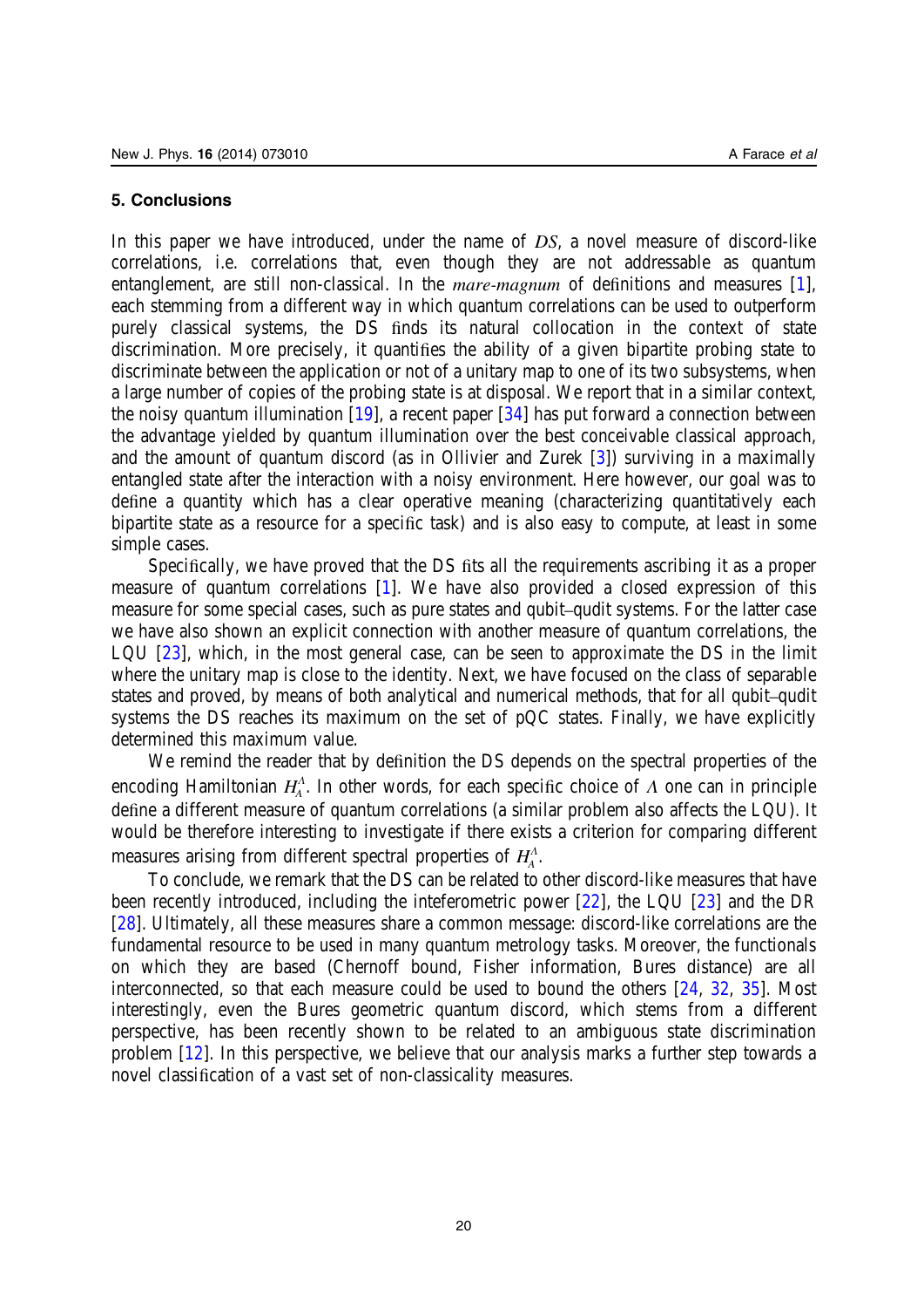## 5. Conclusions

In this paper we have introduced, under the name of *DS*, a novel measure of discord-like correlations, i.e. correlations that, even though they are not addressable as quantum entanglement, are still non-classical. In the *mare-magnum* of definitions and measures [1], each stemming from a different way in which quantum correlations can be used to outperform purely classical systems, the DS finds its natural collocation in the context of state discrimination. More precisely, it quantifies the ability of a given bipartite probing state to discriminate between the application or not of a unitary map to one of its two subsystems, when a large number of copies of the probing state is at disposal. We report that in a similar context, the noisy quantum illumination [19], a recent paper [34] has put forward a connection between the advantage yielded by quantum illumination over the best conceivable classical approach, and the amount of quantum discord (as in Ollivier and Zurek [3]) surviving in a maximally entangled state after the interaction with a noisy environment. Here however, our goal was to define a quantity which has a clear operative meaning (characterizing quantitatively each bipartite state as a resource for a specific task) and is also easy to compute, at least in some simple cases.

Specifically, we have proved that the DS fits all the requirements ascribing it as a proper measure of quantum correlations [1]. We have also provided a closed expression of this measure for some special cases, such as pure states and qubit–qudit systems. For the latter case we have also shown an explicit connection with another measure of quantum correlations, the LQU [23], which, in the most general case, can be seen to approximate the DS in the limit where the unitary map is close to the identity. Next, we have focused on the class of separable states and proved, by means of both analytical and numerical methods, that for all qubit–qudit systems the DS reaches its maximum on the set of pQC states. Finally, we have explicitly determined this maximum value.

We remind the reader that by definition the DS depends on the spectral properties of the encoding Hamiltonian $H_A^\Lambda$. In other words, for each specific choice of $\Lambda$ one can in principle define a different measure of quantum correlations (a similar problem also affects the LQU). It would be therefore interesting to investigate if there exists a criterion for comparing different measures arising from different spectral properties of $H_A^\Lambda$.

To conclude, we remark that the DS can be related to other discord-like measures that have been recently introduced, including the inteferometric power [22], the LQU [23] and the DR [28]. Ultimately, all these measures share a common message: discord-like correlations are the fundamental resource to be used in many quantum metrology tasks. Moreover, the functionals on which they are based (Chernoff bound, Fisher information, Bures distance) are all interconnected, so that each measure could be used to bound the others [24, 32, 35]. Most interestingly, even the Bures geometric quantum discord, which stems from a different perspective, has been recently shown to be related to an ambiguous state discrimination problem [12]. In this perspective, we believe that our analysis marks a further step towards a novel classification of a vast set of non-classicality measures.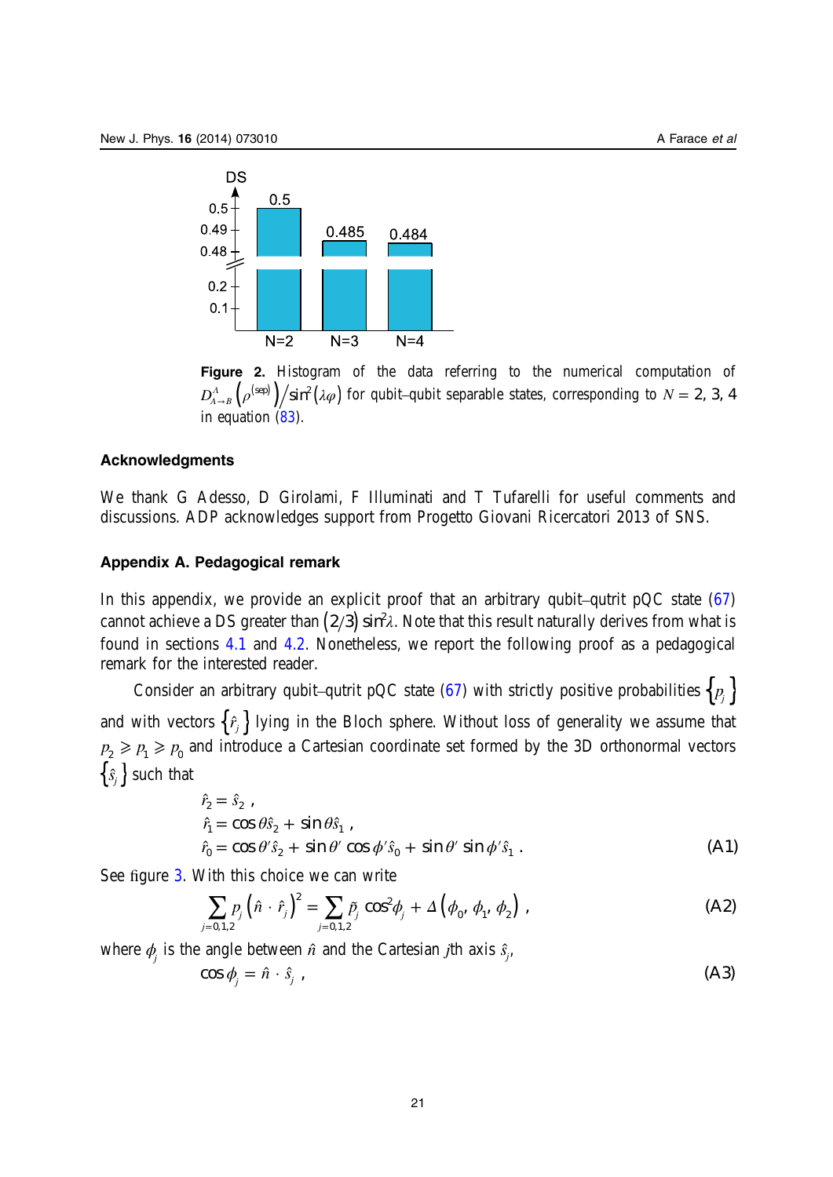**Figure 2.** Histogram of the data referring to the numerical computation of $D^{\Lambda}_{A\to B}\left(\rho^{(\text{sep})}\right)/\sin^2(\lambda\varphi)$ for qubit–qubit separable states, corresponding to $N = 2, 3, 4$ in equation (83).

## Acknowledgments

We thank G Adesso, D Girolami, F Illuminati and T Tufarelli for useful comments and discussions. ADP acknowledges support from Progetto Giovani Ricercatori 2013 of SNS.

## Appendix A. Pedagogical remark

In this appendix, we provide an explicit proof that an arbitrary qubit–qutrit pQC state (67) cannot achieve a DS greater than $(2/3)\sin^2\lambda$. Note that this result naturally derives from what is found in sections 4.1 and 4.2. Nonetheless, we report the following proof as a pedagogical remark for the interested reader.

Consider an arbitrary qubit–qutrit pQC state (67) with strictly positive probabilities $\{p_j\}$ and with vectors $\{\hat{r}_j\}$ lying in the Bloch sphere. Without loss of generality we assume that $p_2 \geqslant p_1 \geqslant p_0$ and introduce a Cartesian coordinate set formed by the 3D orthonormal vectors $\{\hat{s}_j\}$ such that

$$
\begin{aligned}
\hat{r}_2 &= \hat{s}_2 \ , \\
\hat{r}_1 &= \cos\theta \hat{s}_2 + \sin\theta \hat{s}_1 \ , \\
\hat{r}_0 &= \cos\theta' \hat{s}_2 + \sin\theta' \cos\phi' \hat{s}_0 + \sin\theta' \sin\phi' \hat{s}_1 \ .
\end{aligned}
\tag{A1}
$$

See figure 3. With this choice we can write

$$
\sum_{j=0,1,2} p_j \left(\hat{n} \cdot \hat{r}_j\right)^2 = \sum_{j=0,1,2} \tilde{p}_j \cos^2\phi_j + \Delta\left(\phi_0, \phi_1, \phi_2\right) , \tag{A2}
$$

where $\phi_j$ is the angle between $\hat{n}$ and the Cartesian $j$th axis $\hat{s}_j$,

$$
\cos\phi_j = \hat{n} \cdot \hat{s}_j \ , \tag{A3}
$$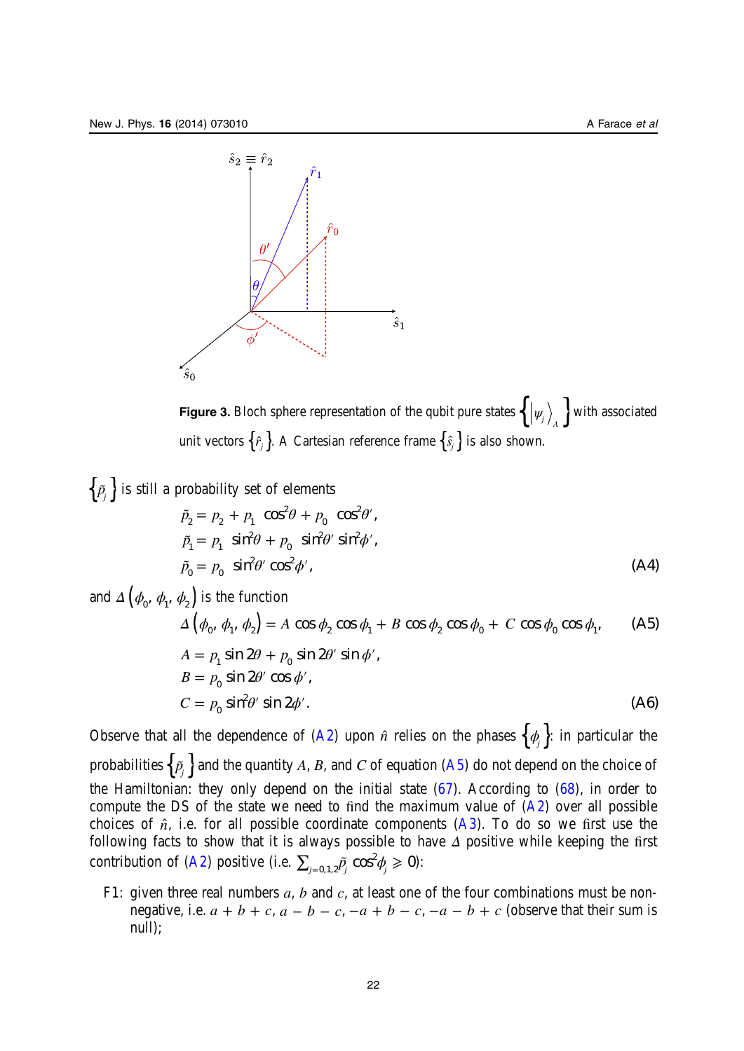**Figure 3.** Bloch sphere representation of the qubit pure states $\left\{|\psi_j\rangle_A\right\}$ with associated unit vectors $\left\{\hat{r}_j\right\}$. A Cartesian reference frame $\left\{\hat{s}_j\right\}$ is also shown.

$\left\{\tilde{p}_j\right\}$ is still a probability set of elements

$$
\begin{aligned}
\tilde{p}_2 &= p_2 + p_1 \cos^2\theta + p_0 \cos^2\theta', \\
\tilde{p}_1 &= p_1 \sin^2\theta + p_0 \sin^2\theta' \sin^2\phi', \\
\tilde{p}_0 &= p_0 \sin^2\theta' \cos^2\phi',
\end{aligned}
\tag{A4}
$$

and $\Delta\left(\phi_0, \phi_1, \phi_2\right)$ is the function

$$
\Delta\left(\phi_0, \phi_1, \phi_2\right) = A \cos\phi_2 \cos\phi_1 + B \cos\phi_2 \cos\phi_0 + C \cos\phi_0 \cos\phi_1, \tag{A5}
$$

$$
\begin{aligned}
A &= p_1 \sin 2\theta + p_0 \sin 2\theta' \sin\phi', \\
B &= p_0 \sin 2\theta' \cos\phi', \\
C &= p_0 \sin^2\theta' \sin 2\phi'.
\end{aligned}
\tag{A6}
$$

Observe that all the dependence of (A2) upon $\hat{n}$ relies on the phases $\left\{\phi_j\right\}$: in particular the probabilities $\left\{\tilde{p}_j\right\}$ and the quantity $A$, $B$, and $C$ of equation (A5) do not depend on the choice of the Hamiltonian: they only depend on the initial state (67). According to (68), in order to compute the DS of the state we need to find the maximum value of (A2) over all possible choices of $\hat{n}$, i.e. for all possible coordinate components (A3). To do so we first use the following facts to show that it is always possible to have $\Delta$ positive while keeping the first contribution of (A2) positive (i.e. $\sum_{j=0,1,2}\tilde{p}_j \cos^2\phi_j \geqslant 0$):

- F1: given three real numbers $a$, $b$ and $c$, at least one of the four combinations must be non-negative, i.e. $a + b + c$, $a - b - c$, $-a + b - c$, $-a - b + c$ (observe that their sum is null);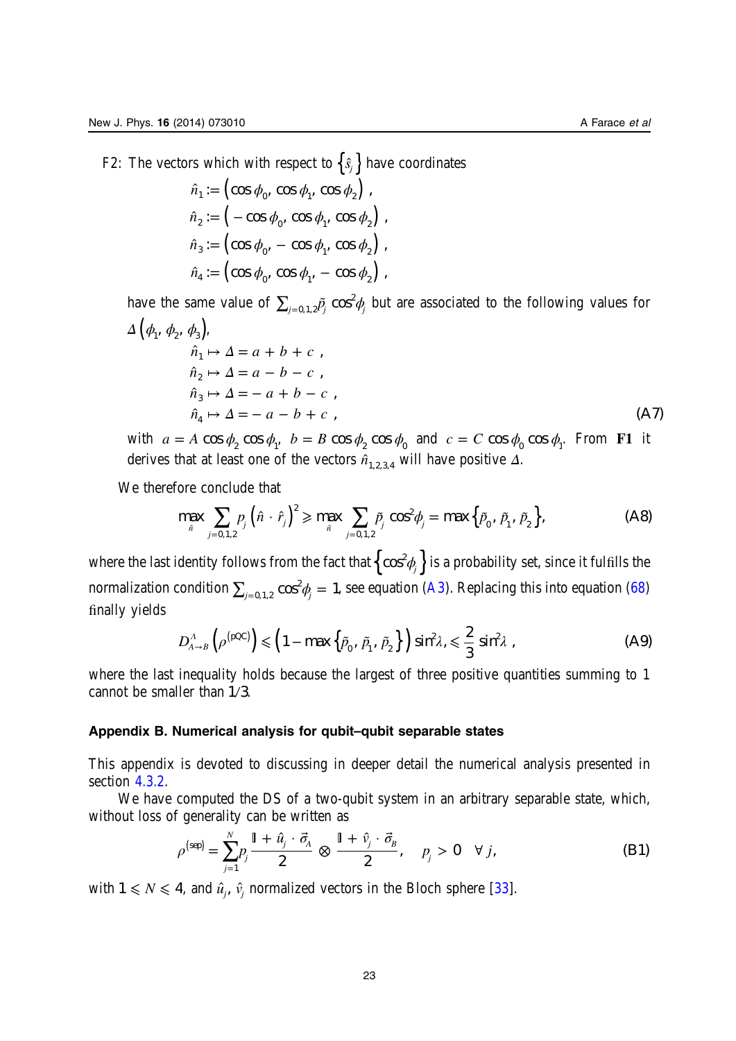F2: The vectors which with respect to $\{\hat{s}_j\}$ have coordinates

$$\hat{n}_1 := \left(\cos\phi_0, \cos\phi_1, \cos\phi_2\right) ,$$
$$\hat{n}_2 := \left(-\cos\phi_0, \cos\phi_1, \cos\phi_2\right) ,$$
$$\hat{n}_3 := \left(\cos\phi_0, -\cos\phi_1, \cos\phi_2\right) ,$$
$$\hat{n}_4 := \left(\cos\phi_0, \cos\phi_1, -\cos\phi_2\right) ,$$

have the same value of $\sum_{j=0,1,2}\tilde{p}_j \cos^2\phi_j$ but are associated to the following values for $\Delta\left(\phi_1, \phi_2, \phi_3\right)$,

$$\begin{aligned}
\hat{n}_1 &\mapsto \Delta = a + b + c \ , \\
\hat{n}_2 &\mapsto \Delta = a - b - c \ , \\
\hat{n}_3 &\mapsto \Delta = -a + b - c \ , \\
\hat{n}_4 &\mapsto \Delta = -a - b + c \ ,
\end{aligned} \tag{A7}$$

with $a = A\cos\phi_2\cos\phi_1$, $b = B\cos\phi_2\cos\phi_0$ and $c = C\cos\phi_0\cos\phi_1$. From **F1** it derives that at least one of the vectors $\hat{n}_{1,2,3,4}$ will have positive $\Delta$.

We therefore conclude that

$$\max_{\hat{n}} \sum_{j=0,1,2} p_j \left(\hat{n}\cdot\hat{r}_j\right)^2 \geqslant \max_{\hat{n}} \sum_{j=0,1,2} \tilde{p}_j \cos^2\phi_j = \max\left\{\tilde{p}_0, \tilde{p}_1, \tilde{p}_2\right\}, \tag{A8}$$

where the last identity follows from the fact that $\left\{\cos^2\phi_j\right\}$ is a probability set, since it fulfills the normalization condition $\sum_{j=0,1,2}\cos^2\phi_j = 1$, see equation (A3). Replacing this into equation (68) finally yields

$$D^{\Lambda}_{A\to B}\left(\rho^{(\mathrm{pQC})}\right) \leqslant \left(1 - \max\left\{\tilde{p}_0, \tilde{p}_1, \tilde{p}_2\right\}\right)\sin^2\lambda, \leqslant \frac{2}{3}\sin^2\lambda \ , \tag{A9}$$

where the last inequality holds because the largest of three positive quantities summing to 1 cannot be smaller than 1/3.

## Appendix B. Numerical analysis for qubit–qubit separable states

This appendix is devoted to discussing in deeper detail the numerical analysis presented in section 4.3.2.

We have computed the DS of a two-qubit system in an arbitrary separable state, which, without loss of generality can be written as

$$\rho^{(\mathrm{sep})} = \sum_{j=1}^{N} p_j \frac{\mathbb{I} + \hat{u}_j\cdot\vec{\sigma}_A}{2} \otimes \frac{\mathbb{I} + \hat{v}_j\cdot\vec{\sigma}_B}{2}, \quad p_j > 0 \quad \forall\, j, \tag{B1}$$

with $1 \leqslant N \leqslant 4$, and $\hat{u}_j$, $\hat{v}_j$ normalized vectors in the Bloch sphere [33].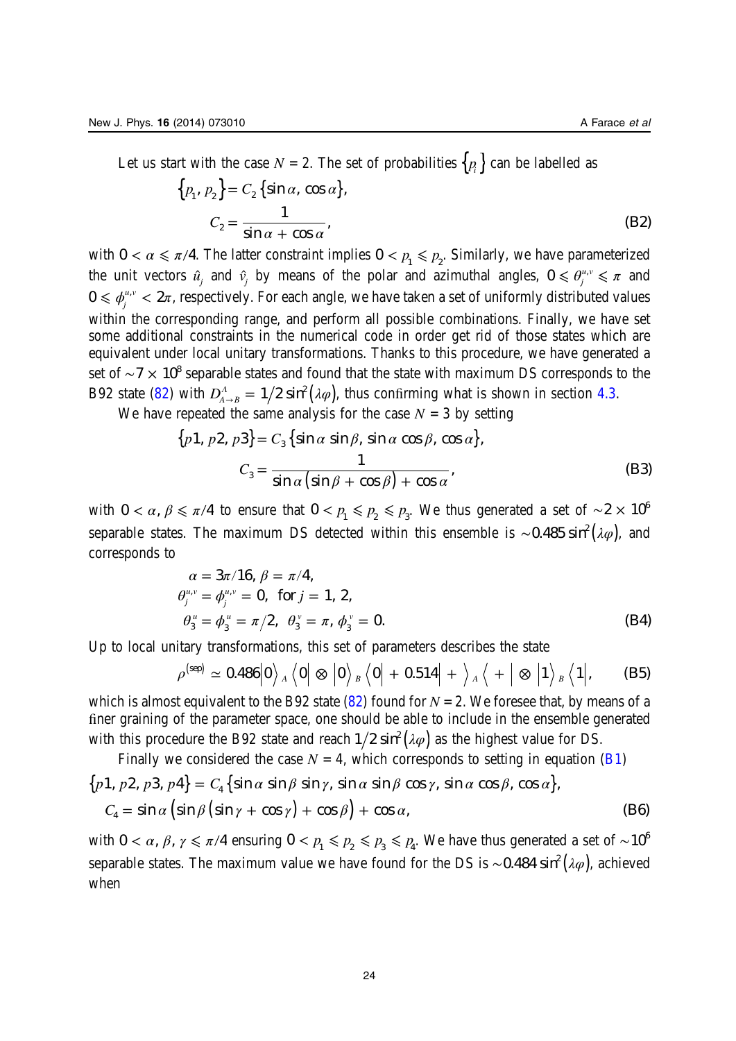Let us start with the case $N = 2$. The set of probabilities $\{p_i\}$ can be labelled as

$$
\begin{aligned}
\{p_1, p_2\} &= C_2 \{\sin\alpha, \cos\alpha\}, \\
C_2 &= \frac{1}{\sin\alpha + \cos\alpha},
\end{aligned} \tag{B2}
$$

with $0 < \alpha \leqslant \pi/4$. The latter constraint implies $0 < p_1 \leqslant p_2$. Similarly, we have parameterized the unit vectors $\hat{u}_j$ and $\hat{v}_j$ by means of the polar and azimuthal angles, $0 \leqslant \theta_j^{u,v} \leqslant \pi$ and $0 \leqslant \phi_j^{u,v} < 2\pi$, respectively. For each angle, we have taken a set of uniformly distributed values within the corresponding range, and perform all possible combinations. Finally, we have set some additional constraints in the numerical code in order get rid of those states which are equivalent under local unitary transformations. Thanks to this procedure, we have generated a set of $\sim 7 \times 10^8$ separable states and found that the state with maximum DS corresponds to the B92 state (82) with $D^A_{A\to B} = 1/2 \sin^2(\lambda\varphi)$, thus confirming what is shown in section 4.3.

We have repeated the same analysis for the case $N = 3$ by setting

$$
\begin{aligned}
\{p1, p2, p3\} &= C_3 \{\sin\alpha \sin\beta, \sin\alpha \cos\beta, \cos\alpha\}, \\
C_3 &= \frac{1}{\sin\alpha (\sin\beta + \cos\beta) + \cos\alpha},
\end{aligned} \tag{B3}
$$

with $0 < \alpha, \beta \leqslant \pi/4$ to ensure that $0 < p_1 \leqslant p_2 \leqslant p_3$. We thus generated a set of $\sim 2 \times 10^6$ separable states. The maximum DS detected within this ensemble is $\sim 0.485 \sin^2(\lambda\varphi)$, and corresponds to

$$
\begin{aligned}
&\alpha = 3\pi/16, \beta = \pi/4, \\
&\theta_j^{u,v} = \phi_j^{u,v} = 0, \text{ for } j = 1, 2, \\
&\theta_3^u = \phi_3^u = \pi/2, \ \theta_3^v = \pi, \phi_3^v = 0.
\end{aligned} \tag{B4}
$$

Up to local unitary transformations, this set of parameters describes the state

$$
\rho^{(\text{sep})} \simeq 0.486 |0\rangle_A \langle 0| \otimes |0\rangle_B \langle 0| + 0.514 |+\rangle_A \langle +| \otimes |1\rangle_B \langle 1|, \tag{B5}
$$

which is almost equivalent to the B92 state (82) found for $N = 2$. We foresee that, by means of a finer graining of the parameter space, one should be able to include in the ensemble generated with this procedure the B92 state and reach $1/2 \sin^2(\lambda\varphi)$ as the highest value for DS.

Finally we considered the case $N = 4$, which corresponds to setting in equation (B1)

$$
\begin{aligned}
&\{p1, p2, p3, p4\} = C_4 \{\sin\alpha \sin\beta \sin\gamma, \sin\alpha \sin\beta \cos\gamma, \sin\alpha \cos\beta, \cos\alpha\}, \\
&C_4 = \sin\alpha (\sin\beta (\sin\gamma + \cos\gamma) + \cos\beta) + \cos\alpha,
\end{aligned} \tag{B6}
$$

with $0 < \alpha, \beta, \gamma \leqslant \pi/4$ ensuring $0 < p_1 \leqslant p_2 \leqslant p_3 \leqslant p_4$. We have thus generated a set of $\sim 10^6$ separable states. The maximum value we have found for the DS is $\sim 0.484 \sin^2(\lambda\varphi)$, achieved when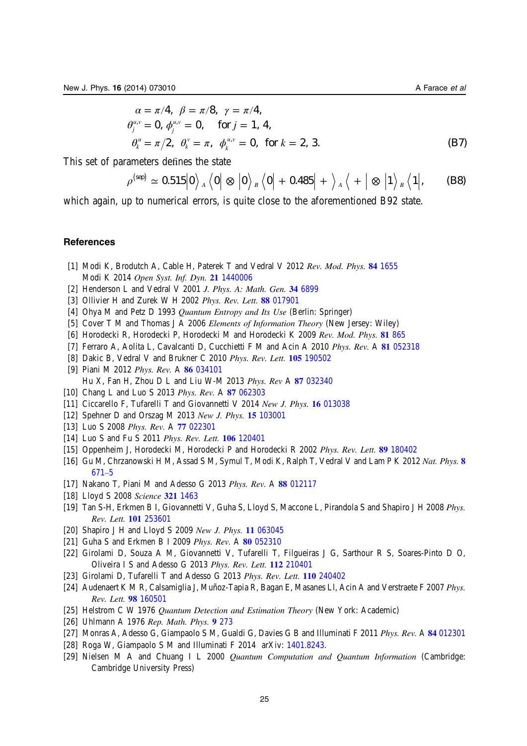$$
\begin{aligned}
&\alpha = \pi/4,\ \ \beta = \pi/8,\ \ \gamma = \pi/4, \\
&\theta_j^{u,v} = 0,\ \phi_j^{u,v} = 0, \quad \text{for } j = 1, 4, \\
&\theta_k^{u} = \pi/2,\ \ \theta_k^{v} = \pi,\ \ \phi_k^{u,v} = 0,\ \ \text{for } k = 2, 3.
\end{aligned} \tag{B7}
$$

This set of parameters defines the state

$$
\rho^{(\text{sep})} \simeq 0.515|0\rangle_A\langle 0| \otimes |0\rangle_B\langle 0| + 0.485|+\rangle_A\langle +| \otimes |1\rangle_B\langle 1|, \tag{B8}
$$

which again, up to numerical errors, is quite close to the aforementioned B92 state.

## References

[1] Modi K, Brodutch A, Cable H, Paterek T and Vedral V 2012 *Rev. Mod. Phys.* **84** 1655
Modi K 2014 *Open Syst. Inf. Dyn.* **21** 1440006

[2] Henderson L and Vedral V 2001 *J. Phys. A: Math. Gen.* **34** 6899

[3] Ollivier H and Zurek W H 2002 *Phys. Rev. Lett.* **88** 017901

[4] Ohya M and Petz D 1993 *Quantum Entropy and Its Use* (Berlin: Springer)

[5] Cover T M and Thomas J A 2006 *Elements of Information Theory* (New Jersey: Wiley)

[6] Horodecki R, Horodecki P, Horodecki M and Horodecki K 2009 *Rev. Mod. Phys.* **81** 865

[7] Ferraro A, Aolita L, Cavalcanti D, Cucchietti F M and Acin A 2010 *Phys. Rev.* A **81** 052318

[8] Dakic B, Vedral V and Brukner C 2010 *Phys. Rev. Lett.* **105** 190502

[9] Piani M 2012 *Phys. Rev.* A **86** 034101
Hu X, Fan H, Zhou D L and Liu W-M 2013 *Phys. Rev* A **87** 032340

[10] Chang L and Luo S 2013 *Phys. Rev.* A **87** 062303

[11] Ciccarello F, Tufarelli T and Giovannetti V 2014 *New J. Phys.* **16** 013038

[12] Spehner D and Orszag M 2013 *New J. Phys.* **15** 103001

[13] Luo S 2008 *Phys. Rev.* A **77** 022301

[14] Luo S and Fu S 2011 *Phys. Rev. Lett.* **106** 120401

[15] Oppenheim J, Horodecki M, Horodecki P and Horodecki R 2002 *Phys. Rev. Lett.* **89** 180402

[16] Gu M, Chrzanowski H M, Assad S M, Symul T, Modi K, Ralph T, Vedral V and Lam P K 2012 *Nat. Phys.* **8** 671–5

[17] Nakano T, Piani M and Adesso G 2013 *Phys. Rev.* A **88** 012117

[18] Lloyd S 2008 *Science* **321** 1463

[19] Tan S-H, Erkmen B I, Giovannetti V, Guha S, Lloyd S, Maccone L, Pirandola S and Shapiro J H 2008 *Phys. Rev. Lett.* **101** 253601

[20] Shapiro J H and Lloyd S 2009 *New J. Phys.* **11** 063045

[21] Guha S and Erkmen B I 2009 *Phys. Rev.* A **80** 052310

[22] Girolami D, Souza A M, Giovannetti V, Tufarelli T, Filgueiras J G, Sarthour R S, Soares-Pinto D O, Oliveira I S and Adesso G 2013 *Phys. Rev. Lett.* **112** 210401

[23] Girolami D, Tufarelli T and Adesso G 2013 *Phys. Rev. Lett.* **110** 240402

[24] Audenaert K M R, Calsamiglia J, Muñoz-Tapia R, Bagan E, Masanes Ll, Acin A and Verstraete F 2007 *Phys. Rev. Lett.* **98** 160501

[25] Helstrom C W 1976 *Quantum Detection and Estimation Theory* (New York: Academic)

[26] Uhlmann A 1976 *Rep. Math. Phys.* **9** 273

[27] Monras A, Adesso G, Giampaolo S M, Gualdi G, Davies G B and Illuminati F 2011 *Phys. Rev.* A **84** 012301

[28] Roga W, Giampaolo S M and Illuminati F 2014 arXiv: 1401.8243.

[29] Nielsen M A and Chuang I L 2000 *Quantum Computation and Quantum Information* (Cambridge: Cambridge University Press)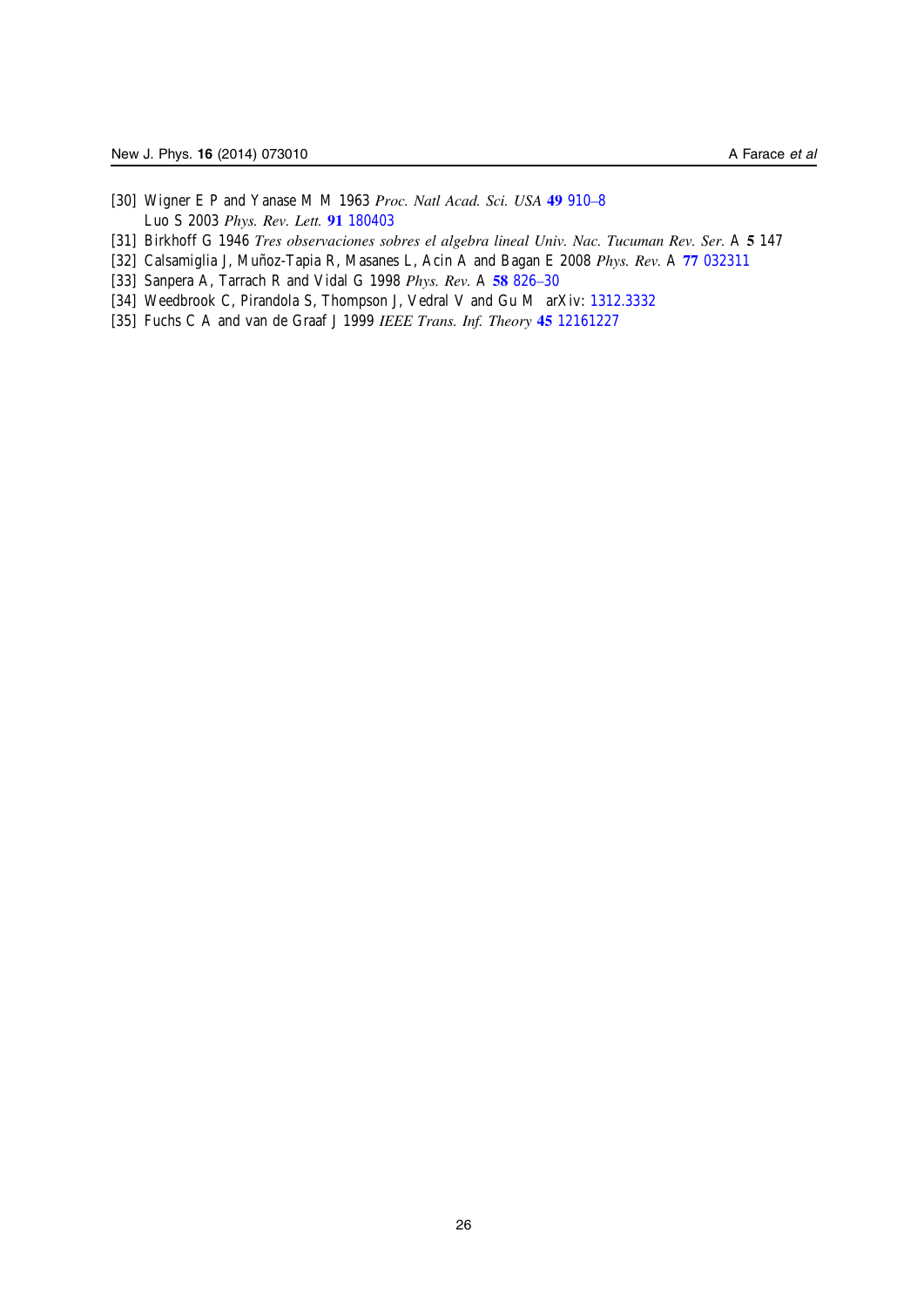[30] Wigner E P and Yanase M M 1963 *Proc. Natl Acad. Sci. USA* **49** 910–8
Luo S 2003 *Phys. Rev. Lett.* **91** 180403

[31] Birkhoff G 1946 *Tres observaciones sobres el algebra lineal Univ. Nac. Tucuman Rev. Ser.* A **5** 147

[32] Calsamiglia J, Muñoz-Tapia R, Masanes L, Acin A and Bagan E 2008 *Phys. Rev.* A **77** 032311

[33] Sanpera A, Tarrach R and Vidal G 1998 *Phys. Rev.* A **58** 826–30

[34] Weedbrook C, Pirandola S, Thompson J, Vedral V and Gu M arXiv: 1312.3332

[35] Fuchs C A and van de Graaf J 1999 *IEEE Trans. Inf. Theory* **45** 12161227